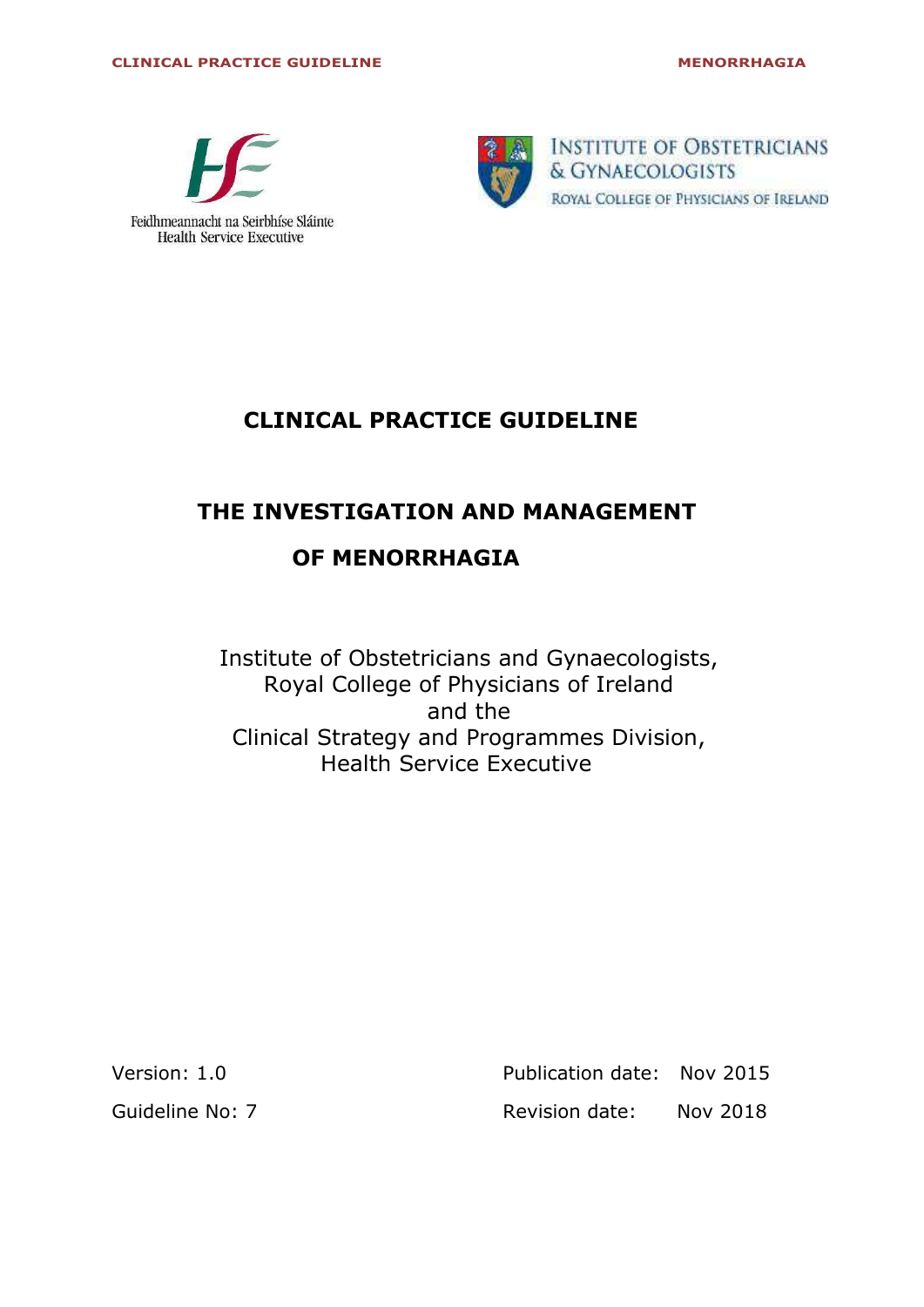Feidhmeannacht na Seirbhíse Sláinte
Health Service Executive

INSTITUTE OF OBSTETRICIANS & GYNAECOLOGISTS
ROYAL COLLEGE OF PHYSICIANS OF IRELAND

# CLINICAL PRACTICE GUIDELINE

# THE INVESTIGATION AND MANAGEMENT OF MENORRHAGIA

Institute of Obstetricians and Gynaecologists,
Royal College of Physicians of Ireland
and the
Clinical Strategy and Programmes Division,
Health Service Executive

Version: 1.0

Guideline No: 7

Publication date: Nov 2015

Revision date: Nov 2018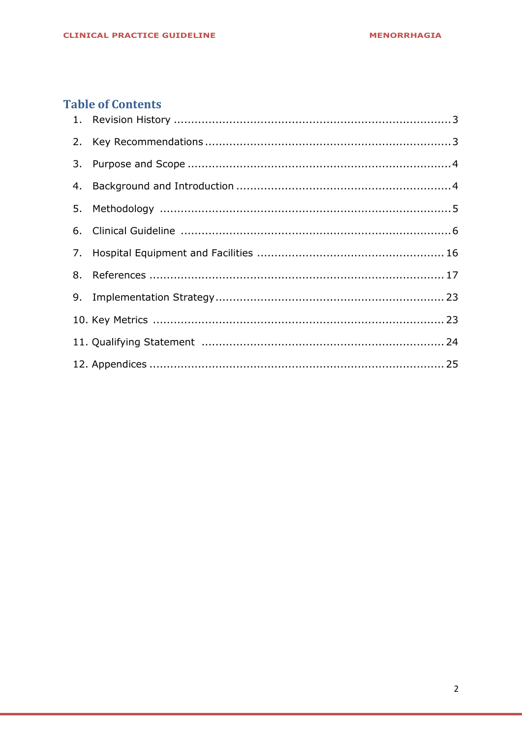## Table of Contents

1. Revision History ........................................................................ 3
2. Key Recommendations ................................................................ 3
3. Purpose and Scope ..................................................................... 4
4. Background and Introduction ....................................................... 4
5. Methodology ............................................................................. 5
6. Clinical Guideline ....................................................................... 6
7. Hospital Equipment and Facilities ............................................... 16
8. References ............................................................................... 17
9. Implementation Strategy ............................................................ 23
10. Key Metrics ............................................................................. 23
11. Qualifying Statement ................................................................ 24
12. Appendices ............................................................................. 25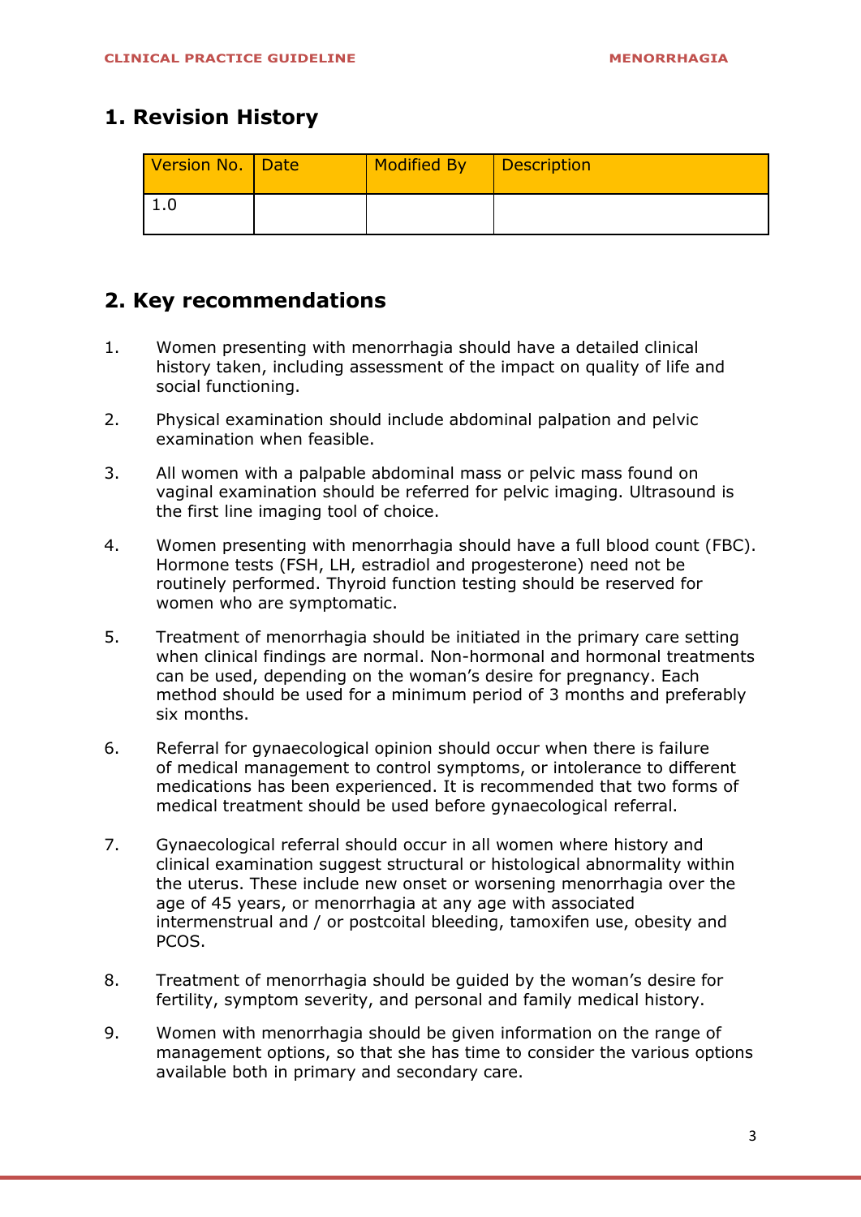## 1. Revision History

| Version No. | Date | Modified By | Description |
|---|---|---|---|
| 1.0 | | | |

## 2. Key recommendations

1. Women presenting with menorrhagia should have a detailed clinical history taken, including assessment of the impact on quality of life and social functioning.

2. Physical examination should include abdominal palpation and pelvic examination when feasible.

3. All women with a palpable abdominal mass or pelvic mass found on vaginal examination should be referred for pelvic imaging. Ultrasound is the first line imaging tool of choice.

4. Women presenting with menorrhagia should have a full blood count (FBC). Hormone tests (FSH, LH, estradiol and progesterone) need not be routinely performed. Thyroid function testing should be reserved for women who are symptomatic.

5. Treatment of menorrhagia should be initiated in the primary care setting when clinical findings are normal. Non-hormonal and hormonal treatments can be used, depending on the woman's desire for pregnancy. Each method should be used for a minimum period of 3 months and preferably six months.

6. Referral for gynaecological opinion should occur when there is failure of medical management to control symptoms, or intolerance to different medications has been experienced. It is recommended that two forms of medical treatment should be used before gynaecological referral.

7. Gynaecological referral should occur in all women where history and clinical examination suggest structural or histological abnormality within the uterus. These include new onset or worsening menorrhagia over the age of 45 years, or menorrhagia at any age with associated intermenstrual and / or postcoital bleeding, tamoxifen use, obesity and PCOS.

8. Treatment of menorrhagia should be guided by the woman's desire for fertility, symptom severity, and personal and family medical history.

9. Women with menorrhagia should be given information on the range of management options, so that she has time to consider the various options available both in primary and secondary care.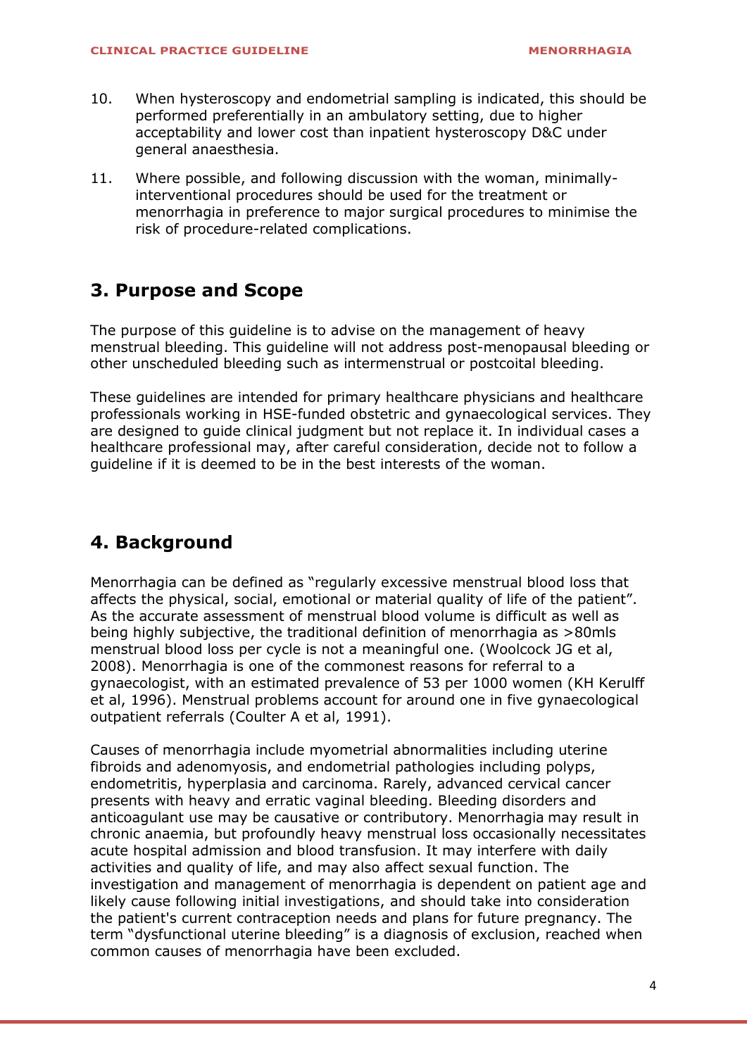10. When hysteroscopy and endometrial sampling is indicated, this should be performed preferentially in an ambulatory setting, due to higher acceptability and lower cost than inpatient hysteroscopy D&C under general anaesthesia.

11. Where possible, and following discussion with the woman, minimally-interventional procedures should be used for the treatment or menorrhagia in preference to major surgical procedures to minimise the risk of procedure-related complications.

## 3. Purpose and Scope

The purpose of this guideline is to advise on the management of heavy menstrual bleeding. This guideline will not address post-menopausal bleeding or other unscheduled bleeding such as intermenstrual or postcoital bleeding.

These guidelines are intended for primary healthcare physicians and healthcare professionals working in HSE-funded obstetric and gynaecological services. They are designed to guide clinical judgment but not replace it. In individual cases a healthcare professional may, after careful consideration, decide not to follow a guideline if it is deemed to be in the best interests of the woman.

## 4. Background

Menorrhagia can be defined as "regularly excessive menstrual blood loss that affects the physical, social, emotional or material quality of life of the patient". As the accurate assessment of menstrual blood volume is difficult as well as being highly subjective, the traditional definition of menorrhagia as >80mls menstrual blood loss per cycle is not a meaningful one. (Woolcock JG et al, 2008). Menorrhagia is one of the commonest reasons for referral to a gynaecologist, with an estimated prevalence of 53 per 1000 women (KH Kerulff et al, 1996). Menstrual problems account for around one in five gynaecological outpatient referrals (Coulter A et al, 1991).

Causes of menorrhagia include myometrial abnormalities including uterine fibroids and adenomyosis, and endometrial pathologies including polyps, endometritis, hyperplasia and carcinoma. Rarely, advanced cervical cancer presents with heavy and erratic vaginal bleeding. Bleeding disorders and anticoagulant use may be causative or contributory. Menorrhagia may result in chronic anaemia, but profoundly heavy menstrual loss occasionally necessitates acute hospital admission and blood transfusion. It may interfere with daily activities and quality of life, and may also affect sexual function. The investigation and management of menorrhagia is dependent on patient age and likely cause following initial investigations, and should take into consideration the patient's current contraception needs and plans for future pregnancy. The term "dysfunctional uterine bleeding" is a diagnosis of exclusion, reached when common causes of menorrhagia have been excluded.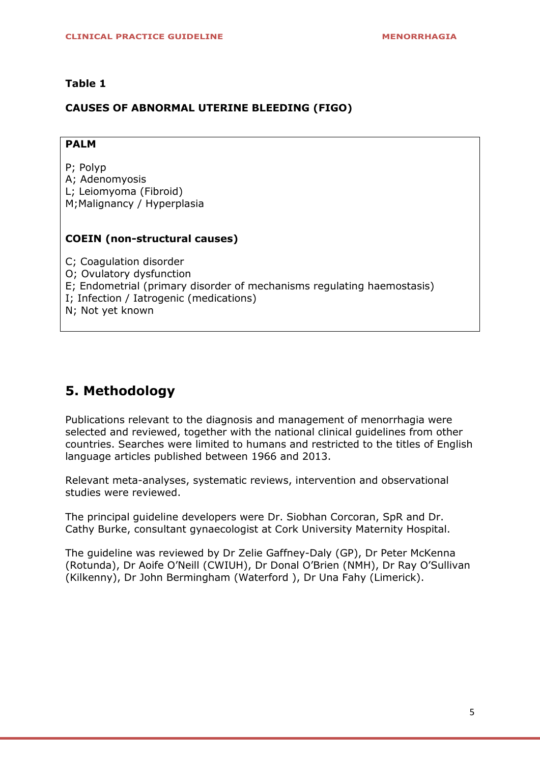**Table 1**

**CAUSES OF ABNORMAL UTERINE BLEEDING (FIGO)**

**PALM**

P; Polyp
A; Adenomyosis
L; Leiomyoma (Fibroid)
M;Malignancy / Hyperplasia

**COEIN (non-structural causes)**

C; Coagulation disorder
O; Ovulatory dysfunction
E; Endometrial (primary disorder of mechanisms regulating haemostasis)
I; Infection / Iatrogenic (medications)
N; Not yet known

## 5. Methodology

Publications relevant to the diagnosis and management of menorrhagia were selected and reviewed, together with the national clinical guidelines from other countries. Searches were limited to humans and restricted to the titles of English language articles published between 1966 and 2013.

Relevant meta-analyses, systematic reviews, intervention and observational studies were reviewed.

The principal guideline developers were Dr. Siobhan Corcoran, SpR and Dr. Cathy Burke, consultant gynaecologist at Cork University Maternity Hospital.

The guideline was reviewed by Dr Zelie Gaffney-Daly (GP), Dr Peter McKenna (Rotunda), Dr Aoife O'Neill (CWIUH), Dr Donal O'Brien (NMH), Dr Ray O'Sullivan (Kilkenny), Dr John Bermingham (Waterford ), Dr Una Fahy (Limerick).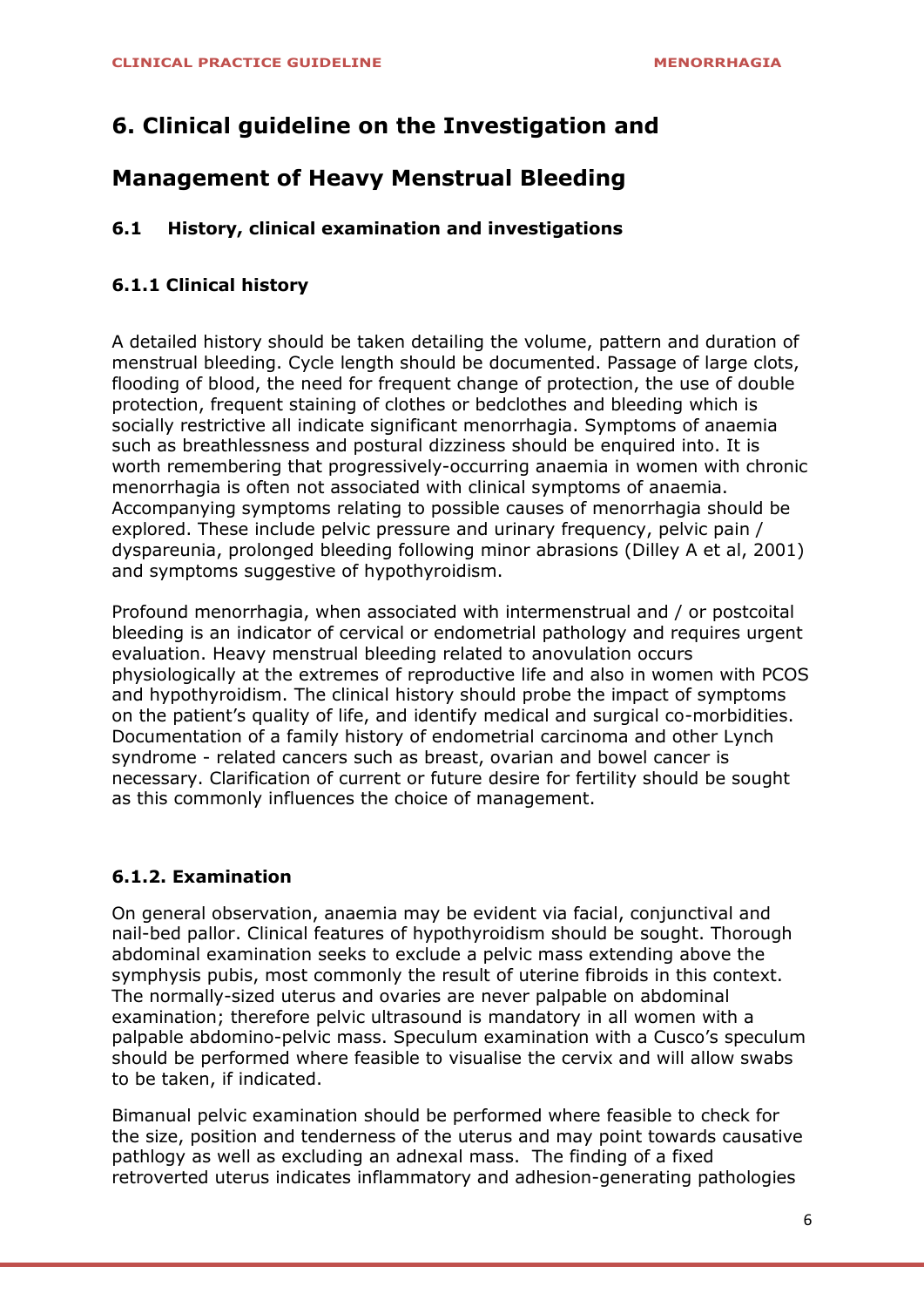# 6. Clinical guideline on the Investigation and Management of Heavy Menstrual Bleeding

## 6.1 History, clinical examination and investigations

### 6.1.1 Clinical history

A detailed history should be taken detailing the volume, pattern and duration of menstrual bleeding. Cycle length should be documented. Passage of large clots, flooding of blood, the need for frequent change of protection, the use of double protection, frequent staining of clothes or bedclothes and bleeding which is socially restrictive all indicate significant menorrhagia. Symptoms of anaemia such as breathlessness and postural dizziness should be enquired into. It is worth remembering that progressively-occurring anaemia in women with chronic menorrhagia is often not associated with clinical symptoms of anaemia. Accompanying symptoms relating to possible causes of menorrhagia should be explored. These include pelvic pressure and urinary frequency, pelvic pain / dyspareunia, prolonged bleeding following minor abrasions (Dilley A et al, 2001) and symptoms suggestive of hypothyroidism.

Profound menorrhagia, when associated with intermenstrual and / or postcoital bleeding is an indicator of cervical or endometrial pathology and requires urgent evaluation. Heavy menstrual bleeding related to anovulation occurs physiologically at the extremes of reproductive life and also in women with PCOS and hypothyroidism. The clinical history should probe the impact of symptoms on the patient's quality of life, and identify medical and surgical co-morbidities. Documentation of a family history of endometrial carcinoma and other Lynch syndrome - related cancers such as breast, ovarian and bowel cancer is necessary. Clarification of current or future desire for fertility should be sought as this commonly influences the choice of management.

### 6.1.2. Examination

On general observation, anaemia may be evident via facial, conjunctival and nail-bed pallor. Clinical features of hypothyroidism should be sought. Thorough abdominal examination seeks to exclude a pelvic mass extending above the symphysis pubis, most commonly the result of uterine fibroids in this context. The normally-sized uterus and ovaries are never palpable on abdominal examination; therefore pelvic ultrasound is mandatory in all women with a palpable abdomino-pelvic mass. Speculum examination with a Cusco's speculum should be performed where feasible to visualise the cervix and will allow swabs to be taken, if indicated.

Bimanual pelvic examination should be performed where feasible to check for the size, position and tenderness of the uterus and may point towards causative pathlogy as well as excluding an adnexal mass. The finding of a fixed retroverted uterus indicates inflammatory and adhesion-generating pathologies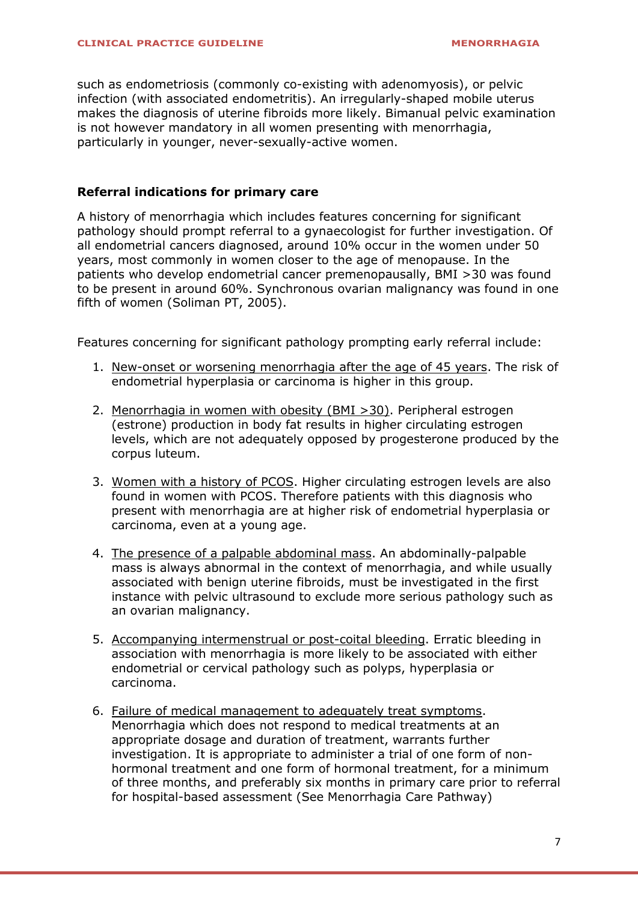such as endometriosis (commonly co-existing with adenomyosis), or pelvic infection (with associated endometritis). An irregularly-shaped mobile uterus makes the diagnosis of uterine fibroids more likely. Bimanual pelvic examination is not however mandatory in all women presenting with menorrhagia, particularly in younger, never-sexually-active women.

## Referral indications for primary care

A history of menorrhagia which includes features concerning for significant pathology should prompt referral to a gynaecologist for further investigation. Of all endometrial cancers diagnosed, around 10% occur in the women under 50 years, most commonly in women closer to the age of menopause. In the patients who develop endometrial cancer premenopausally, BMI >30 was found to be present in around 60%. Synchronous ovarian malignancy was found in one fifth of women (Soliman PT, 2005).

Features concerning for significant pathology prompting early referral include:

1. New-onset or worsening menorrhagia after the age of 45 years. The risk of endometrial hyperplasia or carcinoma is higher in this group.

2. Menorrhagia in women with obesity (BMI >30). Peripheral estrogen (estrone) production in body fat results in higher circulating estrogen levels, which are not adequately opposed by progesterone produced by the corpus luteum.

3. Women with a history of PCOS. Higher circulating estrogen levels are also found in women with PCOS. Therefore patients with this diagnosis who present with menorrhagia are at higher risk of endometrial hyperplasia or carcinoma, even at a young age.

4. The presence of a palpable abdominal mass. An abdominally-palpable mass is always abnormal in the context of menorrhagia, and while usually associated with benign uterine fibroids, must be investigated in the first instance with pelvic ultrasound to exclude more serious pathology such as an ovarian malignancy.

5. Accompanying intermenstrual or post-coital bleeding. Erratic bleeding in association with menorrhagia is more likely to be associated with either endometrial or cervical pathology such as polyps, hyperplasia or carcinoma.

6. Failure of medical management to adequately treat symptoms. Menorrhagia which does not respond to medical treatments at an appropriate dosage and duration of treatment, warrants further investigation. It is appropriate to administer a trial of one form of non-hormonal treatment and one form of hormonal treatment, for a minimum of three months, and preferably six months in primary care prior to referral for hospital-based assessment (See Menorrhagia Care Pathway)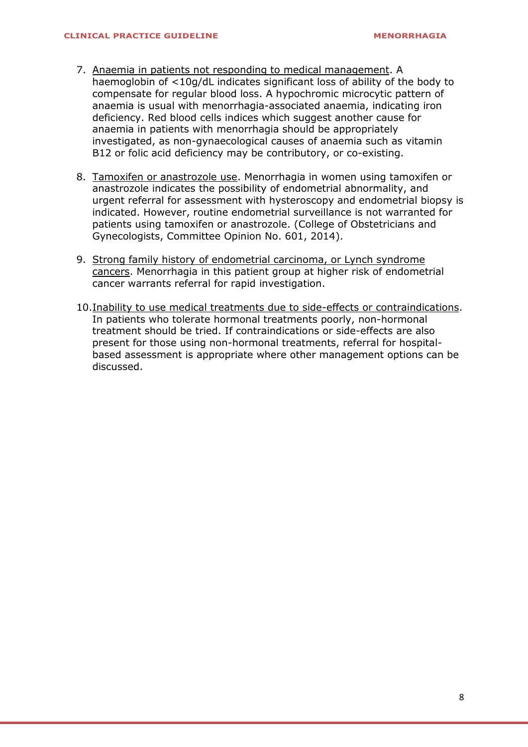7. Anaemia in patients not responding to medical management. A haemoglobin of <10g/dL indicates significant loss of ability of the body to compensate for regular blood loss. A hypochromic microcytic pattern of anaemia is usual with menorrhagia-associated anaemia, indicating iron deficiency. Red blood cells indices which suggest another cause for anaemia in patients with menorrhagia should be appropriately investigated, as non-gynaecological causes of anaemia such as vitamin B12 or folic acid deficiency may be contributory, or co-existing.

8. Tamoxifen or anastrozole use. Menorrhagia in women using tamoxifen or anastrozole indicates the possibility of endometrial abnormality, and urgent referral for assessment with hysteroscopy and endometrial biopsy is indicated. However, routine endometrial surveillance is not warranted for patients using tamoxifen or anastrozole. (College of Obstetricians and Gynecologists, Committee Opinion No. 601, 2014).

9. Strong family history of endometrial carcinoma, or Lynch syndrome cancers. Menorrhagia in this patient group at higher risk of endometrial cancer warrants referral for rapid investigation.

10. Inability to use medical treatments due to side-effects or contraindications. In patients who tolerate hormonal treatments poorly, non-hormonal treatment should be tried. If contraindications or side-effects are also present for those using non-hormonal treatments, referral for hospital-based assessment is appropriate where other management options can be discussed.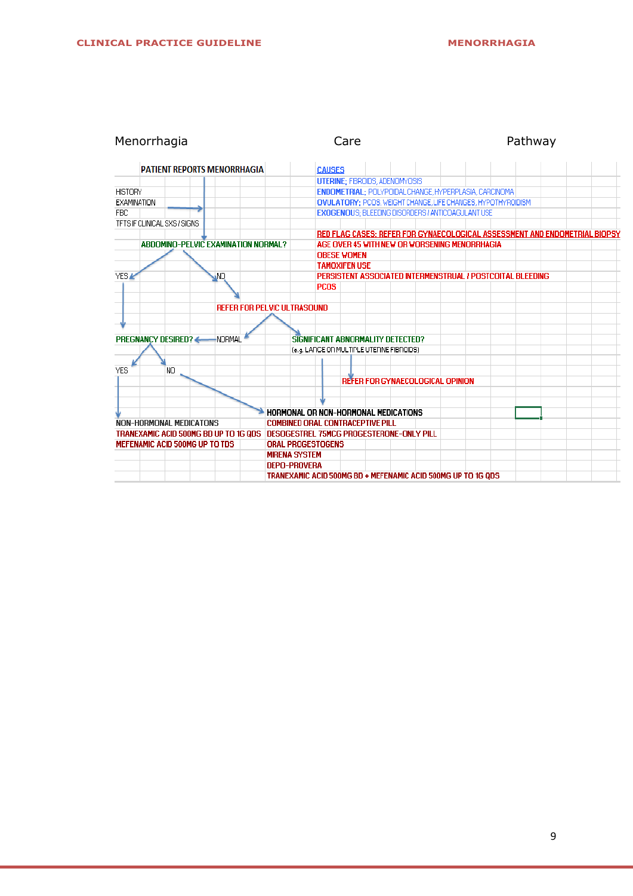# Menorrhagia Care Pathway

**PATIENT REPORTS MENORRHAGIA**

- HISTORY
- EXAMINATION
- FBC
- TFTS IF CLINICAL SXS / SIGNS

→ **ABDOMINO-PELVIC EXAMINATION NORMAL?**

- YES → **PREGNANCY DESIRED?**
- NO → **REFER FOR PELVIC ULTRASOUND**
  - NORMAL → **PREGNANCY DESIRED?**
  - **SIGNIFICANT ABNORMALITY DETECTED?** (e.g. LARGE OR MULTIPLE UTERINE FIBROIDS)
    - → **REFER FOR GYNAECOLOGICAL OPINION**
    - → **HORMONAL OR NON-HORMONAL MEDICATIONS**

**PREGNANCY DESIRED?**

- YES → **NON-HORMONAL MEDICATONS**
  - TRANEXAMIC ACID 500MG BD UP TO 1G QDS
  - MEFENAMIC ACID 500MG UP TO TDS
- NO → **HORMONAL OR NON-HORMONAL MEDICATIONS**
  - COMBINED ORAL CONTRACEPTIVE PILL
  - DESOGESTREL 75MCG PROGESTERONE-ONLY PILL
  - ORAL PROGESTOGENS
  - MIRENA SYSTEM
  - DEPO-PROVERA
  - TRANEXAMIC ACID 500MG BD + MEFENAMIC ACID 500MG UP TO 1G QDS

**CAUSES**

- **UTERINE**; FIBROIDS, ADENOMYOSIS
- **ENDOMETRIAL**; POLYPOIDAL CHANGE, HYPERPLASIA, CARCINOMA
- **OVULATORY**; PCOS, WEIGHT CHANGE, LIFE CHANGES, HYPOTHYROIDISM
- **EXOGENOUS**; BLEEDING DISORDERS / ANTICOAGULANT USE

**RED FLAG CASES: REFER FOR GYNAECOLOGICAL ASSESSMENT AND ENDOMETRIAL BIOPSY**

- AGE OVER 45 WITH NEW OR WORSENING MENORRHAGIA
- OBESE WOMEN
- TAMOXIFEN USE
- PERSISTENT ASSOCIATED INTERMENSTRUAL / POSTCOITAL BLEEDING
- PCOS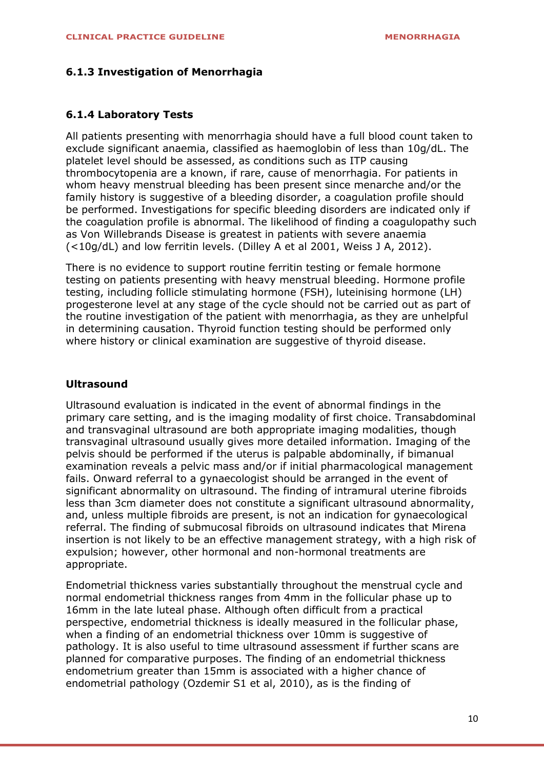### 6.1.3 Investigation of Menorrhagia

### 6.1.4 Laboratory Tests

All patients presenting with menorrhagia should have a full blood count taken to exclude significant anaemia, classified as haemoglobin of less than 10g/dL. The platelet level should be assessed, as conditions such as ITP causing thrombocytopenia are a known, if rare, cause of menorrhagia. For patients in whom heavy menstrual bleeding has been present since menarche and/or the family history is suggestive of a bleeding disorder, a coagulation profile should be performed. Investigations for specific bleeding disorders are indicated only if the coagulation profile is abnormal. The likelihood of finding a coagulopathy such as Von Willebrands Disease is greatest in patients with severe anaemia (<10g/dL) and low ferritin levels. (Dilley A et al 2001, Weiss J A, 2012).

There is no evidence to support routine ferritin testing or female hormone testing on patients presenting with heavy menstrual bleeding. Hormone profile testing, including follicle stimulating hormone (FSH), luteinising hormone (LH) progesterone level at any stage of the cycle should not be carried out as part of the routine investigation of the patient with menorrhagia, as they are unhelpful in determining causation. Thyroid function testing should be performed only where history or clinical examination are suggestive of thyroid disease.

**Ultrasound**

Ultrasound evaluation is indicated in the event of abnormal findings in the primary care setting, and is the imaging modality of first choice. Transabdominal and transvaginal ultrasound are both appropriate imaging modalities, though transvaginal ultrasound usually gives more detailed information. Imaging of the pelvis should be performed if the uterus is palpable abdominally, if bimanual examination reveals a pelvic mass and/or if initial pharmacological management fails. Onward referral to a gynaecologist should be arranged in the event of significant abnormality on ultrasound. The finding of intramural uterine fibroids less than 3cm diameter does not constitute a significant ultrasound abnormality, and, unless multiple fibroids are present, is not an indication for gynaecological referral. The finding of submucosal fibroids on ultrasound indicates that Mirena insertion is not likely to be an effective management strategy, with a high risk of expulsion; however, other hormonal and non-hormonal treatments are appropriate.

Endometrial thickness varies substantially throughout the menstrual cycle and normal endometrial thickness ranges from 4mm in the follicular phase up to 16mm in the late luteal phase. Although often difficult from a practical perspective, endometrial thickness is ideally measured in the follicular phase, when a finding of an endometrial thickness over 10mm is suggestive of pathology. It is also useful to time ultrasound assessment if further scans are planned for comparative purposes. The finding of an endometrial thickness endometrium greater than 15mm is associated with a higher chance of endometrial pathology (Ozdemir S1 et al, 2010), as is the finding of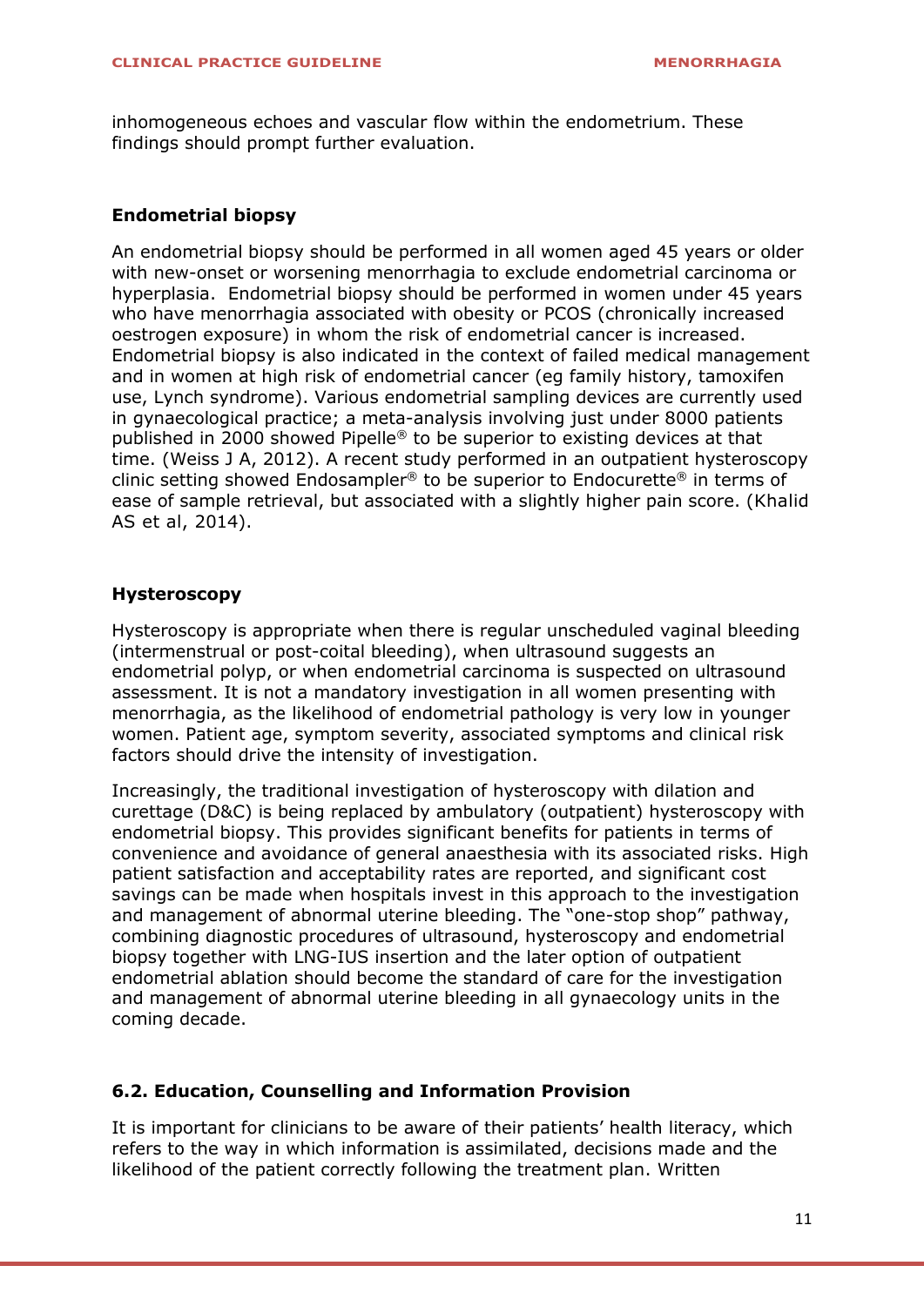inhomogeneous echoes and vascular flow within the endometrium. These findings should prompt further evaluation.

### Endometrial biopsy

An endometrial biopsy should be performed in all women aged 45 years or older with new-onset or worsening menorrhagia to exclude endometrial carcinoma or hyperplasia. Endometrial biopsy should be performed in women under 45 years who have menorrhagia associated with obesity or PCOS (chronically increased oestrogen exposure) in whom the risk of endometrial cancer is increased. Endometrial biopsy is also indicated in the context of failed medical management and in women at high risk of endometrial cancer (eg family history, tamoxifen use, Lynch syndrome). Various endometrial sampling devices are currently used in gynaecological practice; a meta-analysis involving just under 8000 patients published in 2000 showed Pipelle® to be superior to existing devices at that time. (Weiss J A, 2012). A recent study performed in an outpatient hysteroscopy clinic setting showed Endosampler® to be superior to Endocurette® in terms of ease of sample retrieval, but associated with a slightly higher pain score. (Khalid AS et al, 2014).

### Hysteroscopy

Hysteroscopy is appropriate when there is regular unscheduled vaginal bleeding (intermenstrual or post-coital bleeding), when ultrasound suggests an endometrial polyp, or when endometrial carcinoma is suspected on ultrasound assessment. It is not a mandatory investigation in all women presenting with menorrhagia, as the likelihood of endometrial pathology is very low in younger women. Patient age, symptom severity, associated symptoms and clinical risk factors should drive the intensity of investigation.

Increasingly, the traditional investigation of hysteroscopy with dilation and curettage (D&C) is being replaced by ambulatory (outpatient) hysteroscopy with endometrial biopsy. This provides significant benefits for patients in terms of convenience and avoidance of general anaesthesia with its associated risks. High patient satisfaction and acceptability rates are reported, and significant cost savings can be made when hospitals invest in this approach to the investigation and management of abnormal uterine bleeding. The "one-stop shop" pathway, combining diagnostic procedures of ultrasound, hysteroscopy and endometrial biopsy together with LNG-IUS insertion and the later option of outpatient endometrial ablation should become the standard of care for the investigation and management of abnormal uterine bleeding in all gynaecology units in the coming decade.

## 6.2. Education, Counselling and Information Provision

It is important for clinicians to be aware of their patients' health literacy, which refers to the way in which information is assimilated, decisions made and the likelihood of the patient correctly following the treatment plan. Written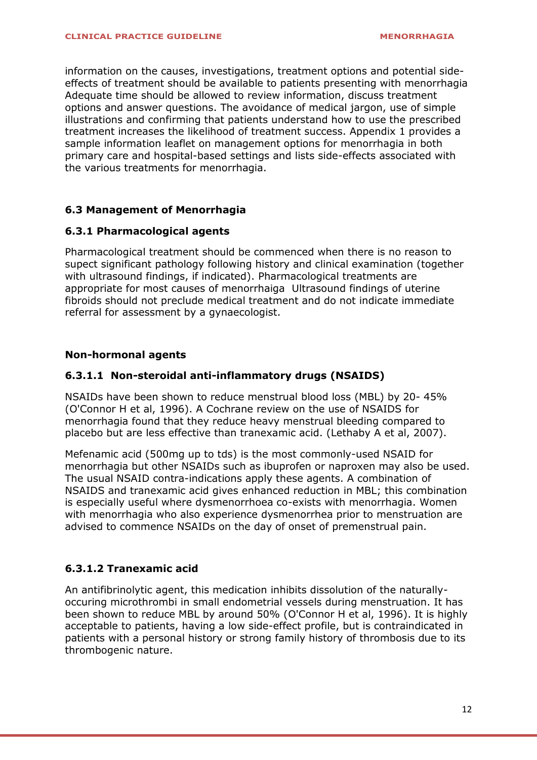information on the causes, investigations, treatment options and potential side-effects of treatment should be available to patients presenting with menorrhagia Adequate time should be allowed to review information, discuss treatment options and answer questions. The avoidance of medical jargon, use of simple illustrations and confirming that patients understand how to use the prescribed treatment increases the likelihood of treatment success. Appendix 1 provides a sample information leaflet on management options for menorrhagia in both primary care and hospital-based settings and lists side-effects associated with the various treatments for menorrhagia.

## 6.3 Management of Menorrhagia

### 6.3.1 Pharmacological agents

Pharmacological treatment should be commenced when there is no reason to supect significant pathology following history and clinical examination (together with ultrasound findings, if indicated). Pharmacological treatments are appropriate for most causes of menorrhaiga  Ultrasound findings of uterine fibroids should not preclude medical treatment and do not indicate immediate referral for assessment by a gynaecologist.

**Non-hormonal agents**

#### 6.3.1.1 Non-steroidal anti-inflammatory drugs (NSAIDS)

NSAIDs have been shown to reduce menstrual blood loss (MBL) by 20- 45% (O'Connor H et al, 1996). A Cochrane review on the use of NSAIDS for menorrhagia found that they reduce heavy menstrual bleeding compared to placebo but are less effective than tranexamic acid. (Lethaby A et al, 2007).

Mefenamic acid (500mg up to tds) is the most commonly-used NSAID for menorrhagia but other NSAIDs such as ibuprofen or naproxen may also be used. The usual NSAID contra-indications apply these agents. A combination of NSAIDS and tranexamic acid gives enhanced reduction in MBL; this combination is especially useful where dysmenorrhoea co-exists with menorrhagia. Women with menorrhagia who also experience dysmenorrhea prior to menstruation are advised to commence NSAIDs on the day of onset of premenstrual pain.

#### 6.3.1.2 Tranexamic acid

An antifibrinolytic agent, this medication inhibits dissolution of the naturally-occuring microthrombi in small endometrial vessels during menstruation. It has been shown to reduce MBL by around 50% (O'Connor H et al, 1996). It is highly acceptable to patients, having a low side-effect profile, but is contraindicated in patients with a personal history or strong family history of thrombosis due to its thrombogenic nature.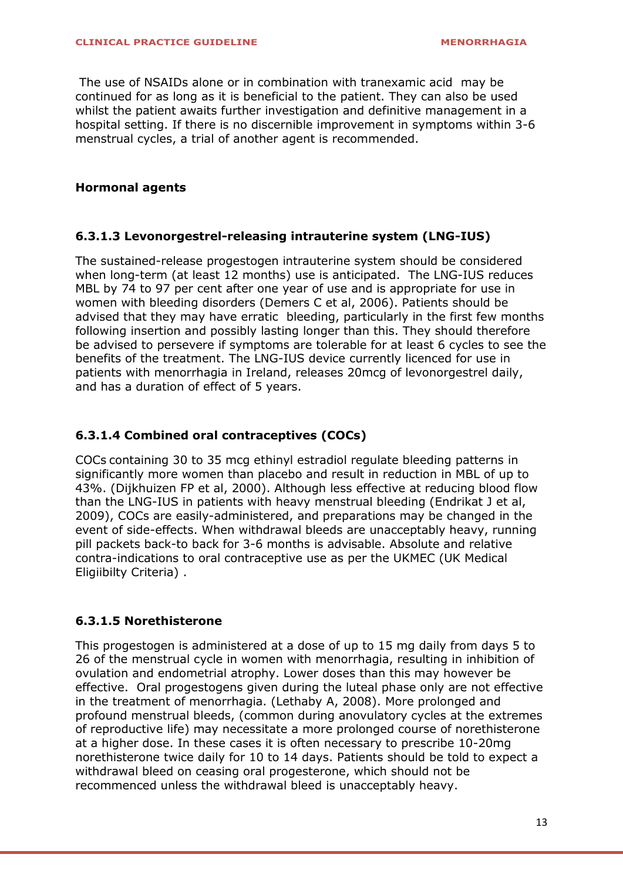The use of NSAIDs alone or in combination with tranexamic acid may be continued for as long as it is beneficial to the patient. They can also be used whilst the patient awaits further investigation and definitive management in a hospital setting. If there is no discernible improvement in symptoms within 3-6 menstrual cycles, a trial of another agent is recommended.

**Hormonal agents**

### 6.3.1.3 Levonorgestrel-releasing intrauterine system (LNG-IUS)

The sustained-release progestogen intrauterine system should be considered when long-term (at least 12 months) use is anticipated. The LNG-IUS reduces MBL by 74 to 97 per cent after one year of use and is appropriate for use in women with bleeding disorders (Demers C et al, 2006). Patients should be advised that they may have erratic bleeding, particularly in the first few months following insertion and possibly lasting longer than this. They should therefore be advised to persevere if symptoms are tolerable for at least 6 cycles to see the benefits of the treatment. The LNG-IUS device currently licenced for use in patients with menorrhagia in Ireland, releases 20mcg of levonorgestrel daily, and has a duration of effect of 5 years.

### 6.3.1.4 Combined oral contraceptives (COCs)

COCs containing 30 to 35 mcg ethinyl estradiol regulate bleeding patterns in significantly more women than placebo and result in reduction in MBL of up to 43%. (Dijkhuizen FP et al, 2000). Although less effective at reducing blood flow than the LNG-IUS in patients with heavy menstrual bleeding (Endrikat J et al, 2009), COCs are easily-administered, and preparations may be changed in the event of side-effects. When withdrawal bleeds are unacceptably heavy, running pill packets back-to back for 3-6 months is advisable. Absolute and relative contra-indications to oral contraceptive use as per the UKMEC (UK Medical Eligiibilty Criteria) .

### 6.3.1.5 Norethisterone

This progestogen is administered at a dose of up to 15 mg daily from days 5 to 26 of the menstrual cycle in women with menorrhagia, resulting in inhibition of ovulation and endometrial atrophy. Lower doses than this may however be effective. Oral progestogens given during the luteal phase only are not effective in the treatment of menorrhagia. (Lethaby A, 2008). More prolonged and profound menstrual bleeds, (common during anovulatory cycles at the extremes of reproductive life) may necessitate a more prolonged course of norethisterone at a higher dose. In these cases it is often necessary to prescribe 10-20mg norethisterone twice daily for 10 to 14 days. Patients should be told to expect a withdrawal bleed on ceasing oral progesterone, which should not be recommenced unless the withdrawal bleed is unacceptably heavy.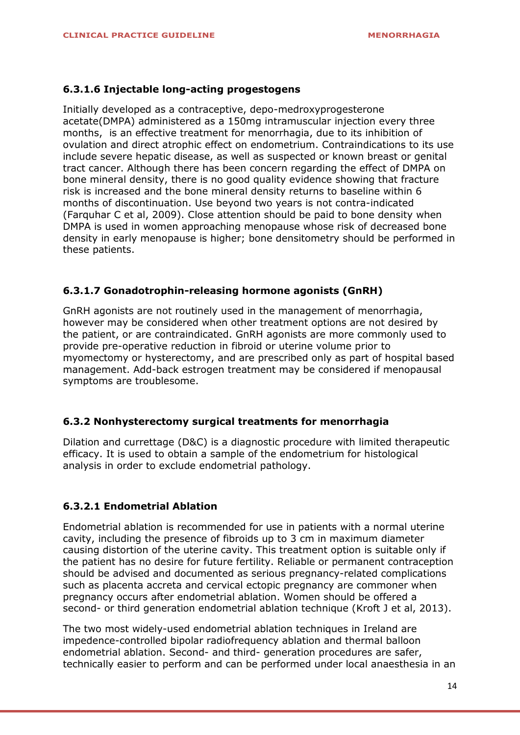#### 6.3.1.6 Injectable long-acting progestogens

Initially developed as a contraceptive, depo-medroxyprogesterone acetate(DMPA) administered as a 150mg intramuscular injection every three months, is an effective treatment for menorrhagia, due to its inhibition of ovulation and direct atrophic effect on endometrium. Contraindications to its use include severe hepatic disease, as well as suspected or known breast or genital tract cancer. Although there has been concern regarding the effect of DMPA on bone mineral density, there is no good quality evidence showing that fracture risk is increased and the bone mineral density returns to baseline within 6 months of discontinuation. Use beyond two years is not contra-indicated (Farquhar C et al, 2009). Close attention should be paid to bone density when DMPA is used in women approaching menopause whose risk of decreased bone density in early menopause is higher; bone densitometry should be performed in these patients.

#### 6.3.1.7 Gonadotrophin-releasing hormone agonists (GnRH)

GnRH agonists are not routinely used in the management of menorrhagia, however may be considered when other treatment options are not desired by the patient, or are contraindicated. GnRH agonists are more commonly used to provide pre-operative reduction in fibroid or uterine volume prior to myomectomy or hysterectomy, and are prescribed only as part of hospital based management. Add-back estrogen treatment may be considered if menopausal symptoms are troublesome.

### 6.3.2 Nonhysterectomy surgical treatments for menorrhagia

Dilation and currettage (D&C) is a diagnostic procedure with limited therapeutic efficacy. It is used to obtain a sample of the endometrium for histological analysis in order to exclude endometrial pathology.

#### 6.3.2.1 Endometrial Ablation

Endometrial ablation is recommended for use in patients with a normal uterine cavity, including the presence of fibroids up to 3 cm in maximum diameter causing distortion of the uterine cavity. This treatment option is suitable only if the patient has no desire for future fertility. Reliable or permanent contraception should be advised and documented as serious pregnancy-related complications such as placenta accreta and cervical ectopic pregnancy are commoner when pregnancy occurs after endometrial ablation. Women should be offered a second- or third generation endometrial ablation technique (Kroft J et al, 2013).

The two most widely-used endometrial ablation techniques in Ireland are impedence-controlled bipolar radiofrequency ablation and thermal balloon endometrial ablation. Second- and third- generation procedures are safer, technically easier to perform and can be performed under local anaesthesia in an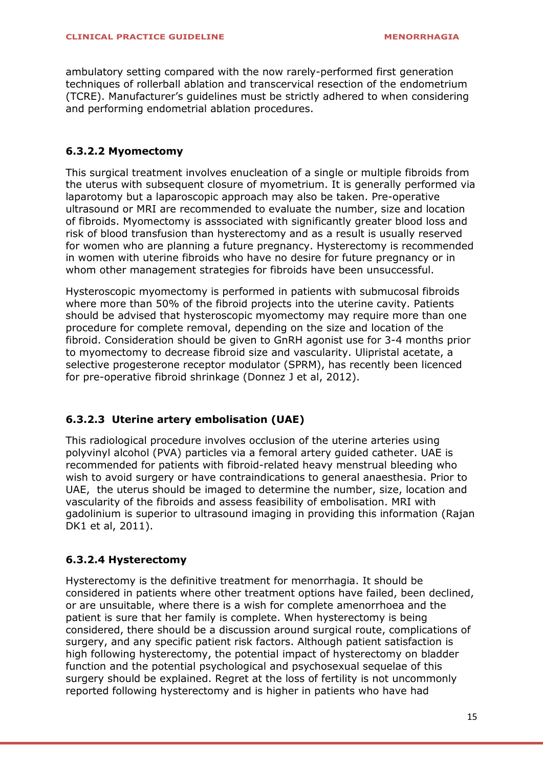ambulatory setting compared with the now rarely-performed first generation techniques of rollerball ablation and transcervical resection of the endometrium (TCRE). Manufacturer's guidelines must be strictly adhered to when considering and performing endometrial ablation procedures.

#### 6.3.2.2 Myomectomy

This surgical treatment involves enucleation of a single or multiple fibroids from the uterus with subsequent closure of myometrium. It is generally performed via laparotomy but a laparoscopic approach may also be taken. Pre-operative ultrasound or MRI are recommended to evaluate the number, size and location of fibroids. Myomectomy is asssociated with significantly greater blood loss and risk of blood transfusion than hysterectomy and as a result is usually reserved for women who are planning a future pregnancy. Hysterectomy is recommended in women with uterine fibroids who have no desire for future pregnancy or in whom other management strategies for fibroids have been unsuccessful.

Hysteroscopic myomectomy is performed in patients with submucosal fibroids where more than 50% of the fibroid projects into the uterine cavity. Patients should be advised that hysteroscopic myomectomy may require more than one procedure for complete removal, depending on the size and location of the fibroid. Consideration should be given to GnRH agonist use for 3-4 months prior to myomectomy to decrease fibroid size and vascularity. Ulipristal acetate, a selective progesterone receptor modulator (SPRM), has recently been licenced for pre-operative fibroid shrinkage (Donnez J et al, 2012).

#### 6.3.2.3 Uterine artery embolisation (UAE)

This radiological procedure involves occlusion of the uterine arteries using polyvinyl alcohol (PVA) particles via a femoral artery guided catheter. UAE is recommended for patients with fibroid-related heavy menstrual bleeding who wish to avoid surgery or have contraindications to general anaesthesia. Prior to UAE, the uterus should be imaged to determine the number, size, location and vascularity of the fibroids and assess feasibility of embolisation. MRI with gadolinium is superior to ultrasound imaging in providing this information (Rajan DK1 et al, 2011).

#### 6.3.2.4 Hysterectomy

Hysterectomy is the definitive treatment for menorrhagia. It should be considered in patients where other treatment options have failed, been declined, or are unsuitable, where there is a wish for complete amenorrhoea and the patient is sure that her family is complete. When hysterectomy is being considered, there should be a discussion around surgical route, complications of surgery, and any specific patient risk factors. Although patient satisfaction is high following hysterectomy, the potential impact of hysterectomy on bladder function and the potential psychological and psychosexual sequelae of this surgery should be explained. Regret at the loss of fertility is not uncommonly reported following hysterectomy and is higher in patients who have had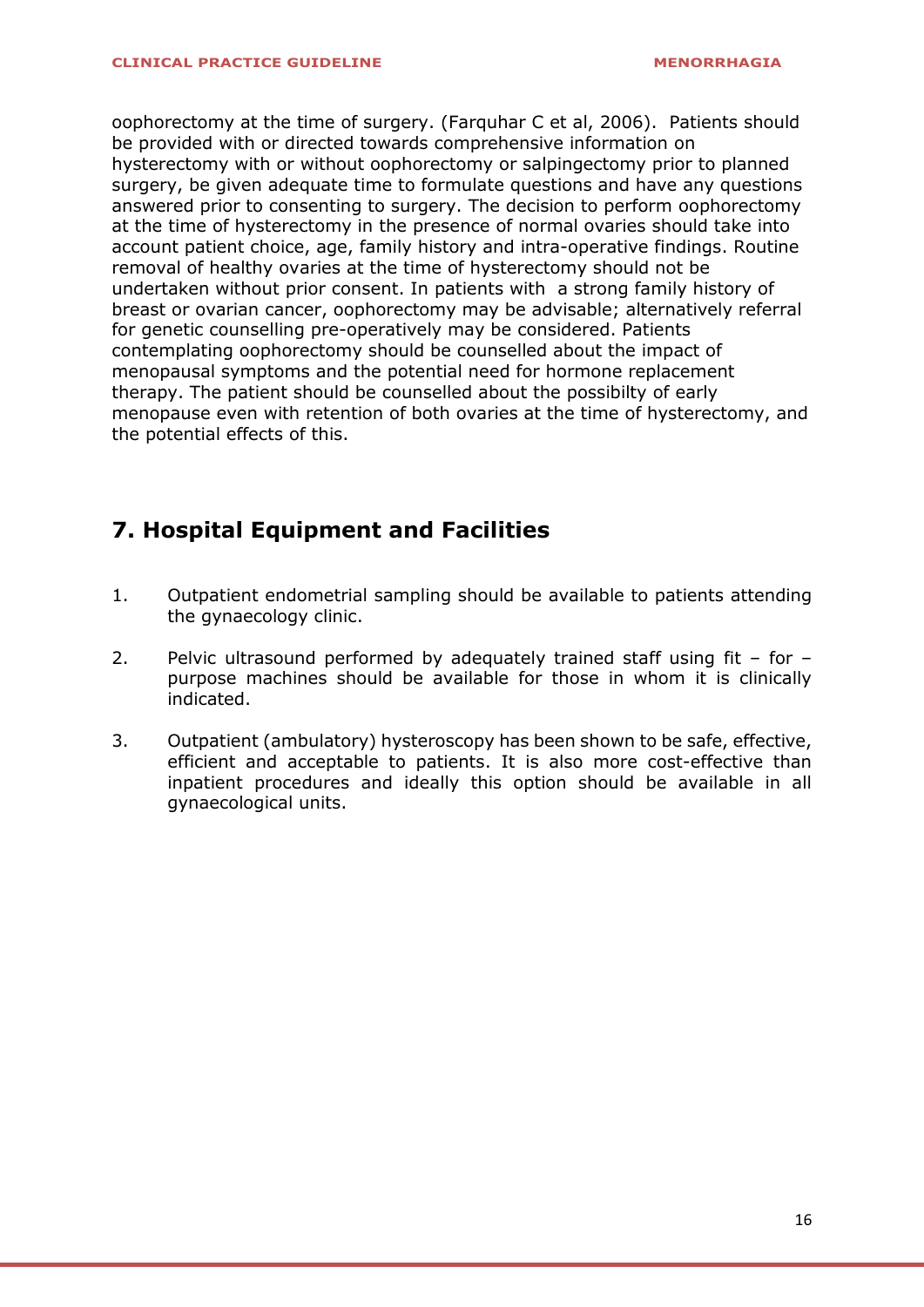oophorectomy at the time of surgery. (Farquhar C et al, 2006). Patients should be provided with or directed towards comprehensive information on hysterectomy with or without oophorectomy or salpingectomy prior to planned surgery, be given adequate time to formulate questions and have any questions answered prior to consenting to surgery. The decision to perform oophorectomy at the time of hysterectomy in the presence of normal ovaries should take into account patient choice, age, family history and intra-operative findings. Routine removal of healthy ovaries at the time of hysterectomy should not be undertaken without prior consent. In patients with a strong family history of breast or ovarian cancer, oophorectomy may be advisable; alternatively referral for genetic counselling pre-operatively may be considered. Patients contemplating oophorectomy should be counselled about the impact of menopausal symptoms and the potential need for hormone replacement therapy. The patient should be counselled about the possibilty of early menopause even with retention of both ovaries at the time of hysterectomy, and the potential effects of this.

## 7. Hospital Equipment and Facilities

1. Outpatient endometrial sampling should be available to patients attending the gynaecology clinic.

2. Pelvic ultrasound performed by adequately trained staff using fit – for – purpose machines should be available for those in whom it is clinically indicated.

3. Outpatient (ambulatory) hysteroscopy has been shown to be safe, effective, efficient and acceptable to patients. It is also more cost-effective than inpatient procedures and ideally this option should be available in all gynaecological units.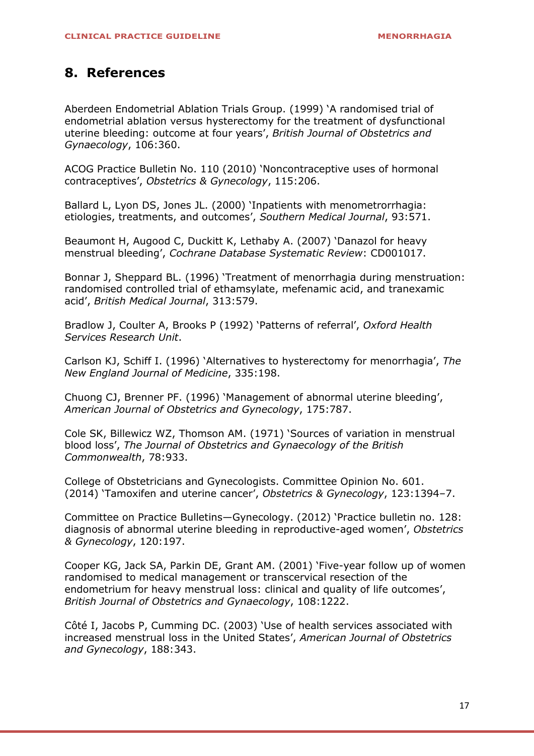## 8. References

Aberdeen Endometrial Ablation Trials Group. (1999) 'A randomised trial of endometrial ablation versus hysterectomy for the treatment of dysfunctional uterine bleeding: outcome at four years', *British Journal of Obstetrics and Gynaecology*, 106:360.

ACOG Practice Bulletin No. 110 (2010) 'Noncontraceptive uses of hormonal contraceptives', *Obstetrics & Gynecology*, 115:206.

Ballard L, Lyon DS, Jones JL. (2000) 'Inpatients with menometrorrhagia: etiologies, treatments, and outcomes', *Southern Medical Journal*, 93:571.

Beaumont H, Augood C, Duckitt K, Lethaby A. (2007) 'Danazol for heavy menstrual bleeding', *Cochrane Database Systematic Review*: CD001017.

Bonnar J, Sheppard BL. (1996) 'Treatment of menorrhagia during menstruation: randomised controlled trial of ethamsylate, mefenamic acid, and tranexamic acid', *British Medical Journal*, 313:579.

Bradlow J, Coulter A, Brooks P (1992) 'Patterns of referral', *Oxford Health Services Research Unit*.

Carlson KJ, Schiff I. (1996) 'Alternatives to hysterectomy for menorrhagia', *The New England Journal of Medicine*, 335:198.

Chuong CJ, Brenner PF. (1996) 'Management of abnormal uterine bleeding', *American Journal of Obstetrics and Gynecology*, 175:787.

Cole SK, Billewicz WZ, Thomson AM. (1971) 'Sources of variation in menstrual blood loss', *The Journal of Obstetrics and Gynaecology of the British Commonwealth*, 78:933.

College of Obstetricians and Gynecologists. Committee Opinion No. 601. (2014) 'Tamoxifen and uterine cancer', *Obstetrics & Gynecology*, 123:1394–7.

Committee on Practice Bulletins—Gynecology. (2012) 'Practice bulletin no. 128: diagnosis of abnormal uterine bleeding in reproductive-aged women', *Obstetrics & Gynecology*, 120:197.

Cooper KG, Jack SA, Parkin DE, Grant AM. (2001) 'Five-year follow up of women randomised to medical management or transcervical resection of the endometrium for heavy menstrual loss: clinical and quality of life outcomes', *British Journal of Obstetrics and Gynaecology*, 108:1222.

Côté I, Jacobs P, Cumming DC. (2003) 'Use of health services associated with increased menstrual loss in the United States', *American Journal of Obstetrics and Gynecology*, 188:343.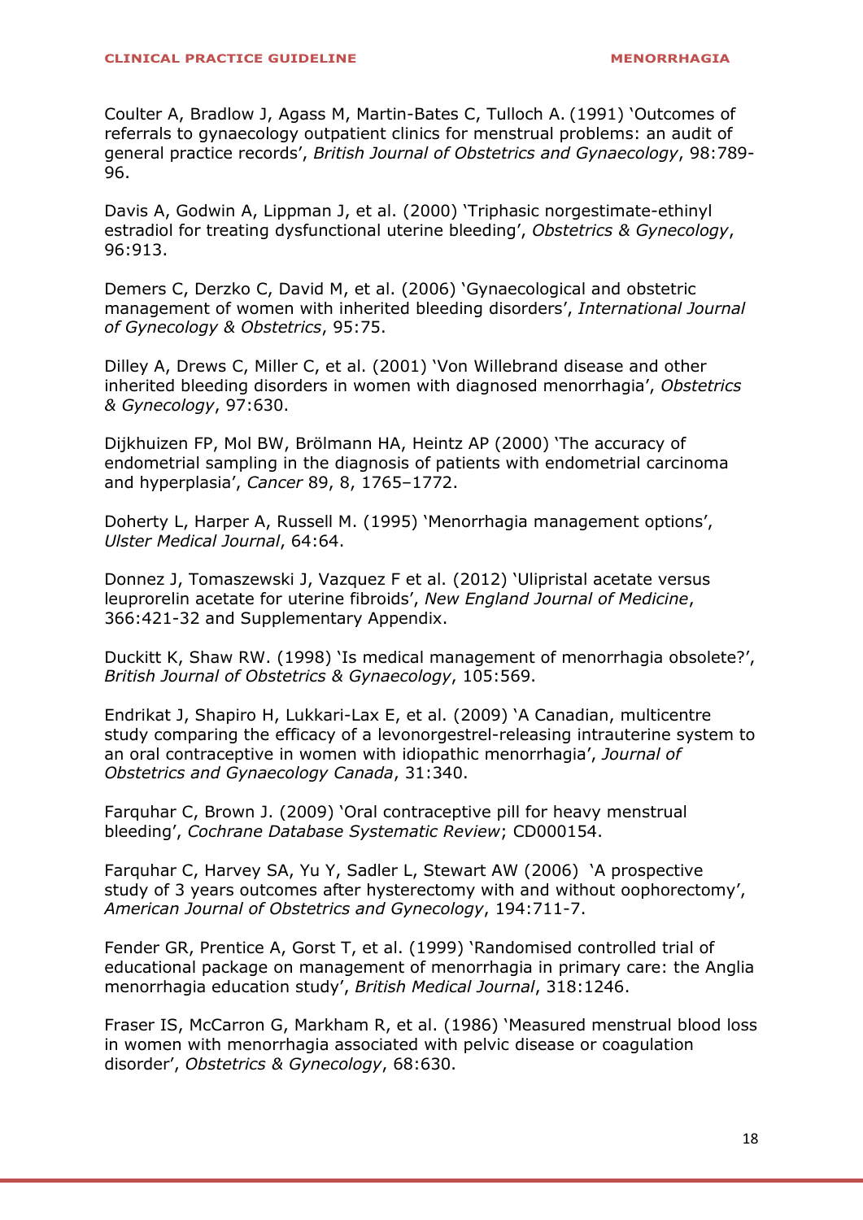Coulter A, Bradlow J, Agass M, Martin-Bates C, Tulloch A. (1991) 'Outcomes of referrals to gynaecology outpatient clinics for menstrual problems: an audit of general practice records', *British Journal of Obstetrics and Gynaecology*, 98:789-96.

Davis A, Godwin A, Lippman J, et al. (2000) 'Triphasic norgestimate-ethinyl estradiol for treating dysfunctional uterine bleeding', *Obstetrics & Gynecology*, 96:913.

Demers C, Derzko C, David M, et al. (2006) 'Gynaecological and obstetric management of women with inherited bleeding disorders', *International Journal of Gynecology & Obstetrics*, 95:75.

Dilley A, Drews C, Miller C, et al. (2001) 'Von Willebrand disease and other inherited bleeding disorders in women with diagnosed menorrhagia', *Obstetrics & Gynecology*, 97:630.

Dijkhuizen FP, Mol BW, Brölmann HA, Heintz AP (2000) 'The accuracy of endometrial sampling in the diagnosis of patients with endometrial carcinoma and hyperplasia', *Cancer* 89, 8, 1765–1772.

Doherty L, Harper A, Russell M. (1995) 'Menorrhagia management options', *Ulster Medical Journal*, 64:64.

Donnez J, Tomaszewski J, Vazquez F et al. (2012) 'Ulipristal acetate versus leuprorelin acetate for uterine fibroids', *New England Journal of Medicine*, 366:421-32 and Supplementary Appendix.

Duckitt K, Shaw RW. (1998) 'Is medical management of menorrhagia obsolete?', *British Journal of Obstetrics & Gynaecology*, 105:569.

Endrikat J, Shapiro H, Lukkari-Lax E, et al. (2009) 'A Canadian, multicentre study comparing the efficacy of a levonorgestrel-releasing intrauterine system to an oral contraceptive in women with idiopathic menorrhagia', *Journal of Obstetrics and Gynaecology Canada*, 31:340.

Farquhar C, Brown J. (2009) 'Oral contraceptive pill for heavy menstrual bleeding', *Cochrane Database Systematic Review*; CD000154.

Farquhar C, Harvey SA, Yu Y, Sadler L, Stewart AW (2006) 'A prospective study of 3 years outcomes after hysterectomy with and without oophorectomy', *American Journal of Obstetrics and Gynecology*, 194:711-7.

Fender GR, Prentice A, Gorst T, et al. (1999) 'Randomised controlled trial of educational package on management of menorrhagia in primary care: the Anglia menorrhagia education study', *British Medical Journal*, 318:1246.

Fraser IS, McCarron G, Markham R, et al. (1986) 'Measured menstrual blood loss in women with menorrhagia associated with pelvic disease or coagulation disorder', *Obstetrics & Gynecology*, 68:630.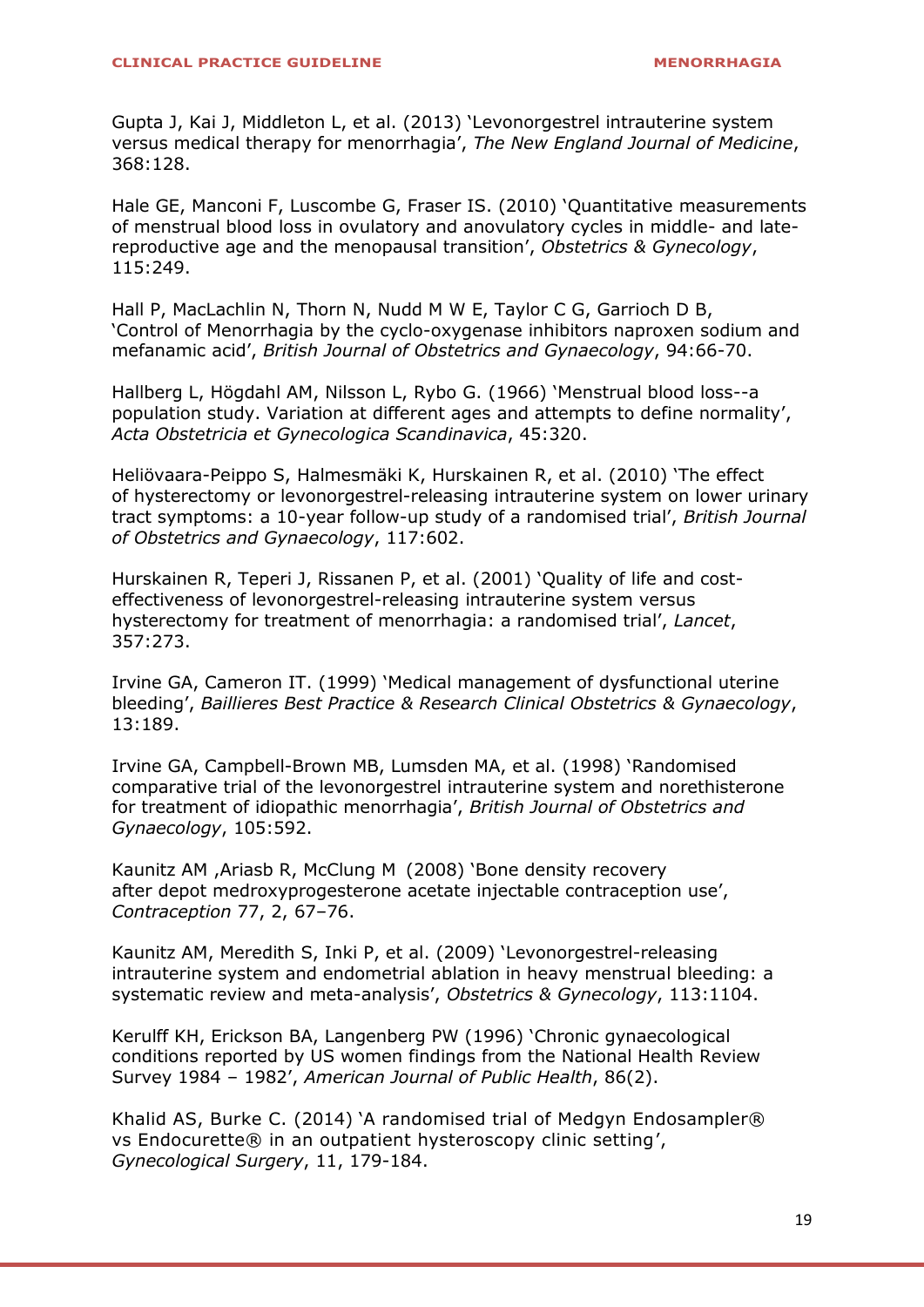Gupta J, Kai J, Middleton L, et al. (2013) 'Levonorgestrel intrauterine system versus medical therapy for menorrhagia', *The New England Journal of Medicine*, 368:128.

Hale GE, Manconi F, Luscombe G, Fraser IS. (2010) 'Quantitative measurements of menstrual blood loss in ovulatory and anovulatory cycles in middle- and late-reproductive age and the menopausal transition', *Obstetrics & Gynecology*, 115:249.

Hall P, MacLachlin N, Thorn N, Nudd M W E, Taylor C G, Garrioch D B, 'Control of Menorrhagia by the cyclo-oxygenase inhibitors naproxen sodium and mefanamic acid', *British Journal of Obstetrics and Gynaecology*, 94:66-70.

Hallberg L, Högdahl AM, Nilsson L, Rybo G. (1966) 'Menstrual blood loss--a population study. Variation at different ages and attempts to define normality', *Acta Obstetricia et Gynecologica Scandinavica*, 45:320.

Heliövaara-Peippo S, Halmesmäki K, Hurskainen R, et al. (2010) 'The effect of hysterectomy or levonorgestrel-releasing intrauterine system on lower urinary tract symptoms: a 10-year follow-up study of a randomised trial', *British Journal of Obstetrics and Gynaecology*, 117:602.

Hurskainen R, Teperi J, Rissanen P, et al. (2001) 'Quality of life and cost-effectiveness of levonorgestrel-releasing intrauterine system versus hysterectomy for treatment of menorrhagia: a randomised trial', *Lancet*, 357:273.

Irvine GA, Cameron IT. (1999) 'Medical management of dysfunctional uterine bleeding', *Baillieres Best Practice & Research Clinical Obstetrics & Gynaecology*, 13:189.

Irvine GA, Campbell-Brown MB, Lumsden MA, et al. (1998) 'Randomised comparative trial of the levonorgestrel intrauterine system and norethisterone for treatment of idiopathic menorrhagia', *British Journal of Obstetrics and Gynaecology*, 105:592.

Kaunitz AM ,Ariasb R, McClung M (2008) 'Bone density recovery after depot medroxyprogesterone acetate injectable contraception use', *Contraception* 77, 2, 67–76.

Kaunitz AM, Meredith S, Inki P, et al. (2009) 'Levonorgestrel-releasing intrauterine system and endometrial ablation in heavy menstrual bleeding: a systematic review and meta-analysis', *Obstetrics & Gynecology*, 113:1104.

Kerulff KH, Erickson BA, Langenberg PW (1996) 'Chronic gynaecological conditions reported by US women findings from the National Health Review Survey 1984 – 1982', *American Journal of Public Health*, 86(2).

Khalid AS, Burke C. (2014) 'A randomised trial of Medgyn Endosampler® vs Endocurette® in an outpatient hysteroscopy clinic setting', *Gynecological Surgery*, 11, 179-184.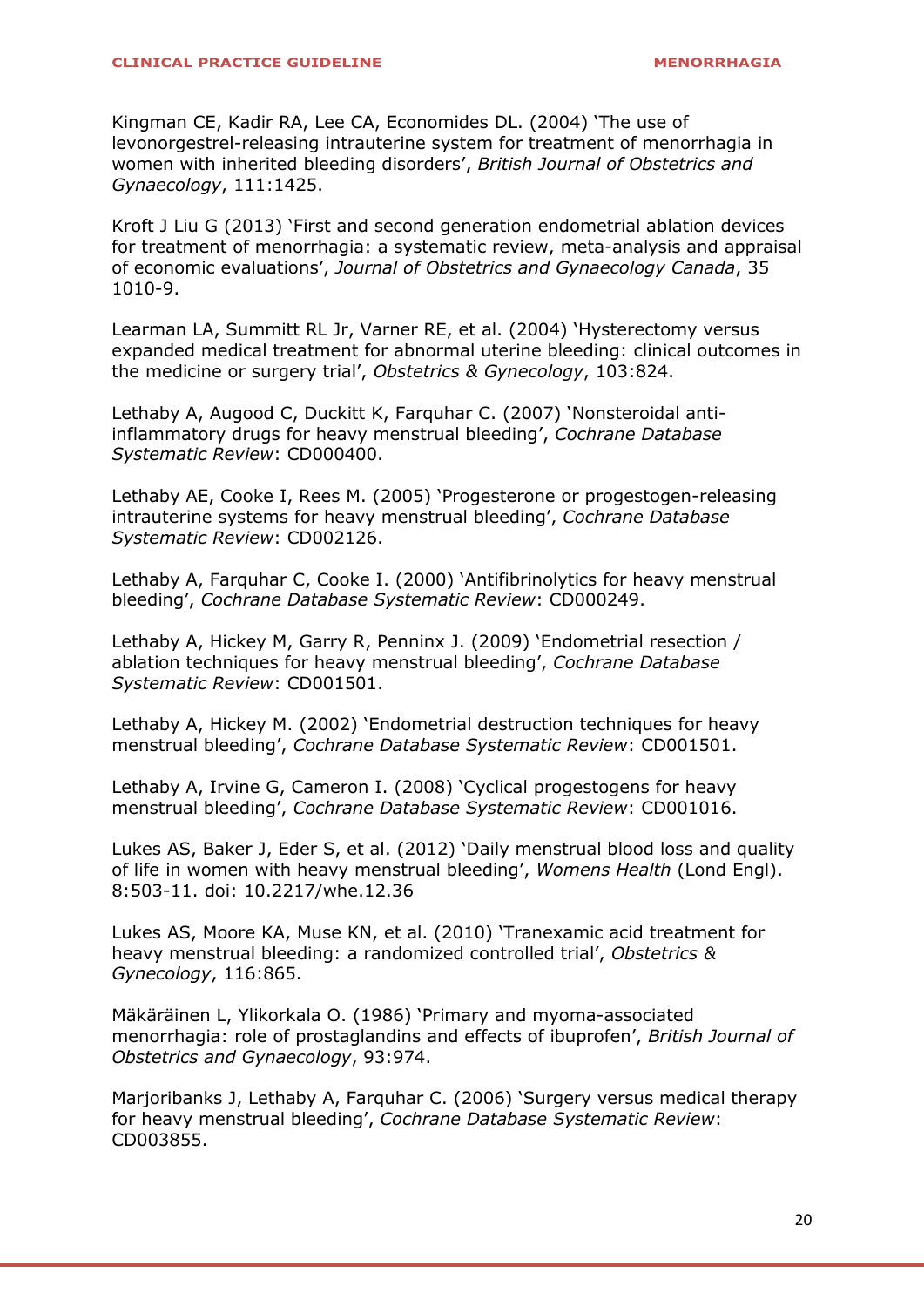Kingman CE, Kadir RA, Lee CA, Economides DL. (2004) 'The use of levonorgestrel-releasing intrauterine system for treatment of menorrhagia in women with inherited bleeding disorders', *British Journal of Obstetrics and Gynaecology*, 111:1425.

Kroft J Liu G (2013) 'First and second generation endometrial ablation devices for treatment of menorrhagia: a systematic review, meta-analysis and appraisal of economic evaluations', *Journal of Obstetrics and Gynaecology Canada*, 35 1010-9.

Learman LA, Summitt RL Jr, Varner RE, et al. (2004) 'Hysterectomy versus expanded medical treatment for abnormal uterine bleeding: clinical outcomes in the medicine or surgery trial', *Obstetrics & Gynecology*, 103:824.

Lethaby A, Augood C, Duckitt K, Farquhar C. (2007) 'Nonsteroidal anti-inflammatory drugs for heavy menstrual bleeding', *Cochrane Database Systematic Review*: CD000400.

Lethaby AE, Cooke I, Rees M. (2005) 'Progesterone or progestogen-releasing intrauterine systems for heavy menstrual bleeding', *Cochrane Database Systematic Review*: CD002126.

Lethaby A, Farquhar C, Cooke I. (2000) 'Antifibrinolytics for heavy menstrual bleeding', *Cochrane Database Systematic Review*: CD000249.

Lethaby A, Hickey M, Garry R, Penninx J. (2009) 'Endometrial resection / ablation techniques for heavy menstrual bleeding', *Cochrane Database Systematic Review*: CD001501.

Lethaby A, Hickey M. (2002) 'Endometrial destruction techniques for heavy menstrual bleeding', *Cochrane Database Systematic Review*: CD001501.

Lethaby A, Irvine G, Cameron I. (2008) 'Cyclical progestogens for heavy menstrual bleeding', *Cochrane Database Systematic Review*: CD001016.

Lukes AS, Baker J, Eder S, et al. (2012) 'Daily menstrual blood loss and quality of life in women with heavy menstrual bleeding', *Womens Health* (Lond Engl). 8:503-11. doi: 10.2217/whe.12.36

Lukes AS, Moore KA, Muse KN, et al. (2010) 'Tranexamic acid treatment for heavy menstrual bleeding: a randomized controlled trial', *Obstetrics & Gynecology*, 116:865.

Mäkäräinen L, Ylikorkala O. (1986) 'Primary and myoma-associated menorrhagia: role of prostaglandins and effects of ibuprofen', *British Journal of Obstetrics and Gynaecology*, 93:974.

Marjoribanks J, Lethaby A, Farquhar C. (2006) 'Surgery versus medical therapy for heavy menstrual bleeding', *Cochrane Database Systematic Review*: CD003855.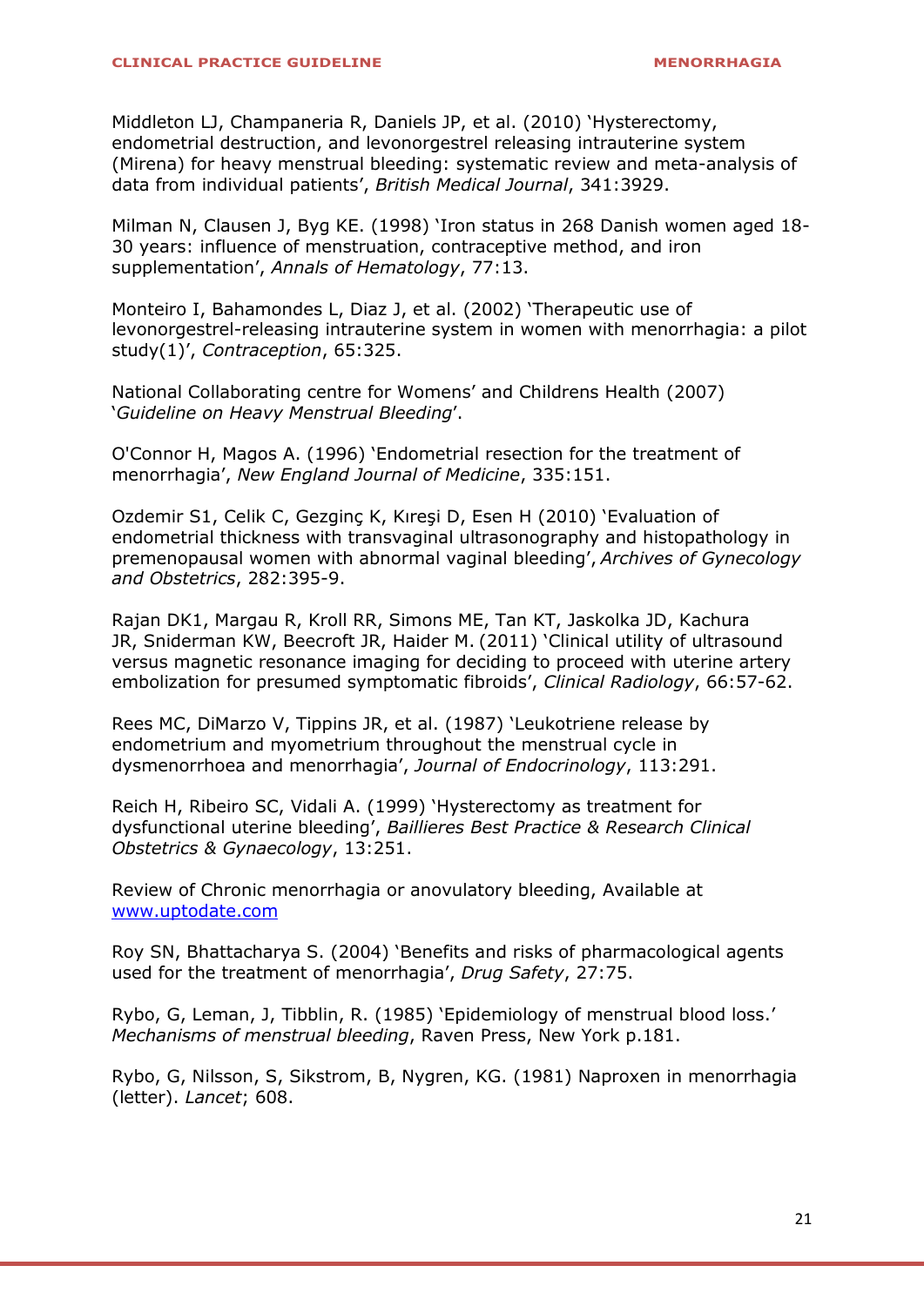Middleton LJ, Champaneria R, Daniels JP, et al. (2010) 'Hysterectomy, endometrial destruction, and levonorgestrel releasing intrauterine system (Mirena) for heavy menstrual bleeding: systematic review and meta-analysis of data from individual patients', *British Medical Journal*, 341:3929.

Milman N, Clausen J, Byg KE. (1998) 'Iron status in 268 Danish women aged 18-30 years: influence of menstruation, contraceptive method, and iron supplementation', *Annals of Hematology*, 77:13.

Monteiro I, Bahamondes L, Diaz J, et al. (2002) 'Therapeutic use of levonorgestrel-releasing intrauterine system in women with menorrhagia: a pilot study(1)', *Contraception*, 65:325.

National Collaborating centre for Womens' and Childrens Health (2007) '*Guideline on Heavy Menstrual Bleeding*'.

O'Connor H, Magos A. (1996) 'Endometrial resection for the treatment of menorrhagia', *New England Journal of Medicine*, 335:151.

Ozdemir S1, Celik C, Gezginç K, Kıreşi D, Esen H (2010) 'Evaluation of endometrial thickness with transvaginal ultrasonography and histopathology in premenopausal women with abnormal vaginal bleeding', *Archives of Gynecology and Obstetrics*, 282:395-9.

Rajan DK1, Margau R, Kroll RR, Simons ME, Tan KT, Jaskolka JD, Kachura JR, Sniderman KW, Beecroft JR, Haider M. (2011) 'Clinical utility of ultrasound versus magnetic resonance imaging for deciding to proceed with uterine artery embolization for presumed symptomatic fibroids', *Clinical Radiology*, 66:57-62.

Rees MC, DiMarzo V, Tippins JR, et al. (1987) 'Leukotriene release by endometrium and myometrium throughout the menstrual cycle in dysmenorrhoea and menorrhagia', *Journal of Endocrinology*, 113:291.

Reich H, Ribeiro SC, Vidali A. (1999) 'Hysterectomy as treatment for dysfunctional uterine bleeding', *Baillieres Best Practice & Research Clinical Obstetrics & Gynaecology*, 13:251.

Review of Chronic menorrhagia or anovulatory bleeding, Available at www.uptodate.com

Roy SN, Bhattacharya S. (2004) 'Benefits and risks of pharmacological agents used for the treatment of menorrhagia', *Drug Safety*, 27:75.

Rybo, G, Leman, J, Tibblin, R. (1985) 'Epidemiology of menstrual blood loss.' *Mechanisms of menstrual bleeding*, Raven Press, New York p.181.

Rybo, G, Nilsson, S, Sikstrom, B, Nygren, KG. (1981) Naproxen in menorrhagia (letter). *Lancet*; 608.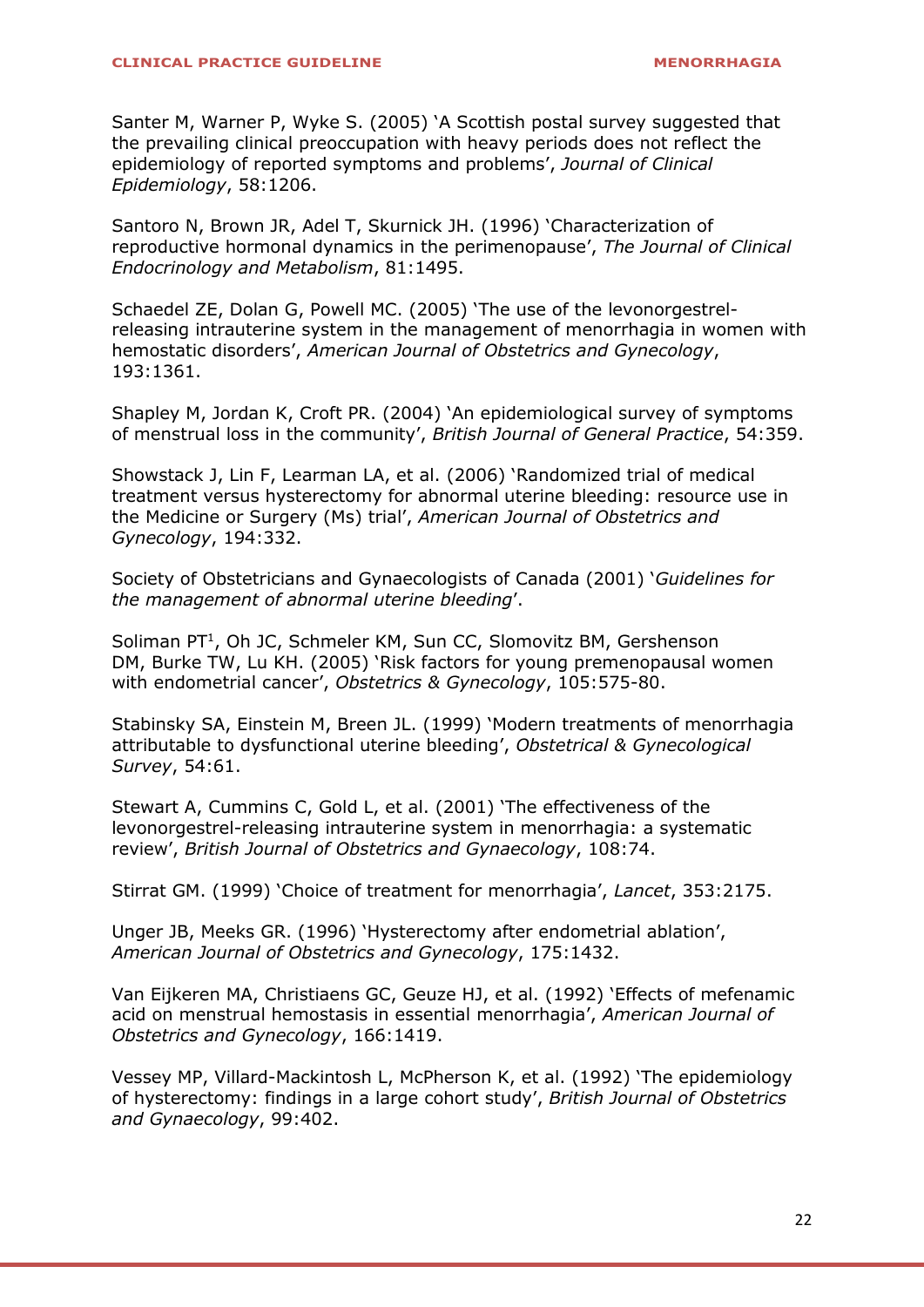Santer M, Warner P, Wyke S. (2005) 'A Scottish postal survey suggested that the prevailing clinical preoccupation with heavy periods does not reflect the epidemiology of reported symptoms and problems', *Journal of Clinical Epidemiology*, 58:1206.

Santoro N, Brown JR, Adel T, Skurnick JH. (1996) 'Characterization of reproductive hormonal dynamics in the perimenopause', *The Journal of Clinical Endocrinology and Metabolism*, 81:1495.

Schaedel ZE, Dolan G, Powell MC. (2005) 'The use of the levonorgestrel-releasing intrauterine system in the management of menorrhagia in women with hemostatic disorders', *American Journal of Obstetrics and Gynecology*, 193:1361.

Shapley M, Jordan K, Croft PR. (2004) 'An epidemiological survey of symptoms of menstrual loss in the community', *British Journal of General Practice*, 54:359.

Showstack J, Lin F, Learman LA, et al. (2006) 'Randomized trial of medical treatment versus hysterectomy for abnormal uterine bleeding: resource use in the Medicine or Surgery (Ms) trial', *American Journal of Obstetrics and Gynecology*, 194:332.

Society of Obstetricians and Gynaecologists of Canada (2001) '*Guidelines for the management of abnormal uterine bleeding*'.

Soliman PT[1], Oh JC, Schmeler KM, Sun CC, Slomovitz BM, Gershenson DM, Burke TW, Lu KH. (2005) 'Risk factors for young premenopausal women with endometrial cancer', *Obstetrics & Gynecology*, 105:575-80.

Stabinsky SA, Einstein M, Breen JL. (1999) 'Modern treatments of menorrhagia attributable to dysfunctional uterine bleeding', *Obstetrical & Gynecological Survey*, 54:61.

Stewart A, Cummins C, Gold L, et al. (2001) 'The effectiveness of the levonorgestrel-releasing intrauterine system in menorrhagia: a systematic review', *British Journal of Obstetrics and Gynaecology*, 108:74.

Stirrat GM. (1999) 'Choice of treatment for menorrhagia', *Lancet*, 353:2175.

Unger JB, Meeks GR. (1996) 'Hysterectomy after endometrial ablation', *American Journal of Obstetrics and Gynecology*, 175:1432.

Van Eijkeren MA, Christiaens GC, Geuze HJ, et al. (1992) 'Effects of mefenamic acid on menstrual hemostasis in essential menorrhagia', *American Journal of Obstetrics and Gynecology*, 166:1419.

Vessey MP, Villard-Mackintosh L, McPherson K, et al. (1992) 'The epidemiology of hysterectomy: findings in a large cohort study', *British Journal of Obstetrics and Gynaecology*, 99:402.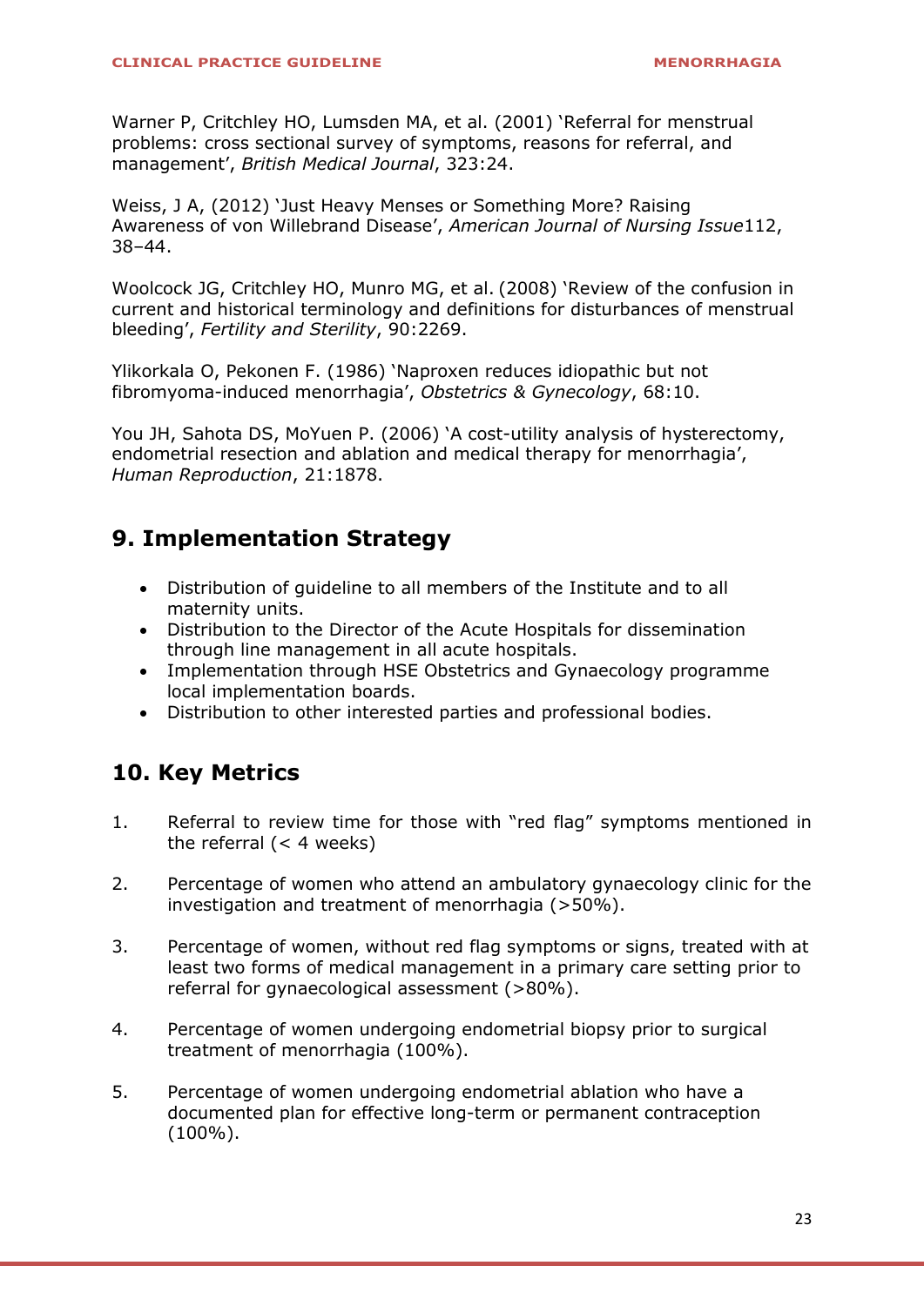Warner P, Critchley HO, Lumsden MA, et al. (2001) 'Referral for menstrual problems: cross sectional survey of symptoms, reasons for referral, and management', *British Medical Journal*, 323:24.

Weiss, J A, (2012) 'Just Heavy Menses or Something More? Raising Awareness of von Willebrand Disease', *American Journal of Nursing Issue*112, 38–44.

Woolcock JG, Critchley HO, Munro MG, et al. (2008) 'Review of the confusion in current and historical terminology and definitions for disturbances of menstrual bleeding', *Fertility and Sterility*, 90:2269.

Ylikorkala O, Pekonen F. (1986) 'Naproxen reduces idiopathic but not fibromyoma-induced menorrhagia', *Obstetrics & Gynecology*, 68:10.

You JH, Sahota DS, MoYuen P. (2006) 'A cost-utility analysis of hysterectomy, endometrial resection and ablation and medical therapy for menorrhagia', *Human Reproduction*, 21:1878.

## 9. Implementation Strategy

- Distribution of guideline to all members of the Institute and to all maternity units.
- Distribution to the Director of the Acute Hospitals for dissemination through line management in all acute hospitals.
- Implementation through HSE Obstetrics and Gynaecology programme local implementation boards.
- Distribution to other interested parties and professional bodies.

## 10. Key Metrics

1. Referral to review time for those with "red flag" symptoms mentioned in the referral (< 4 weeks)
2. Percentage of women who attend an ambulatory gynaecology clinic for the investigation and treatment of menorrhagia (>50%).
3. Percentage of women, without red flag symptoms or signs, treated with at least two forms of medical management in a primary care setting prior to referral for gynaecological assessment (>80%).
4. Percentage of women undergoing endometrial biopsy prior to surgical treatment of menorrhagia (100%).
5. Percentage of women undergoing endometrial ablation who have a documented plan for effective long-term or permanent contraception (100%).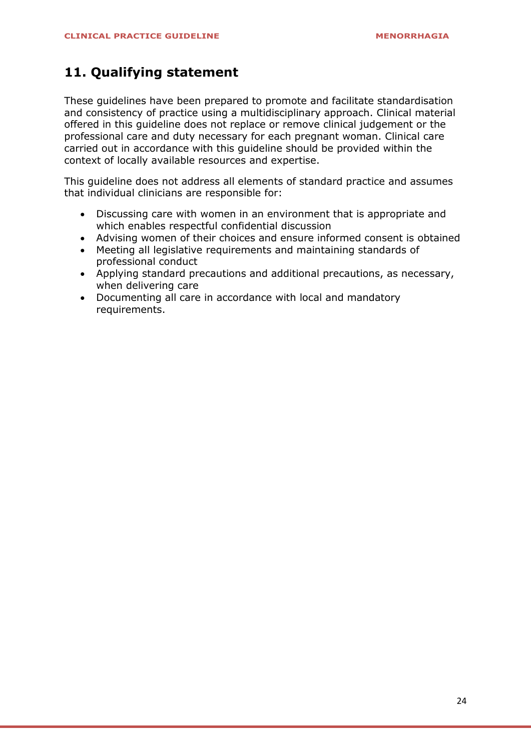## 11. Qualifying statement

These guidelines have been prepared to promote and facilitate standardisation and consistency of practice using a multidisciplinary approach. Clinical material offered in this guideline does not replace or remove clinical judgement or the professional care and duty necessary for each pregnant woman. Clinical care carried out in accordance with this guideline should be provided within the context of locally available resources and expertise.

This guideline does not address all elements of standard practice and assumes that individual clinicians are responsible for:

- Discussing care with women in an environment that is appropriate and which enables respectful confidential discussion
- Advising women of their choices and ensure informed consent is obtained
- Meeting all legislative requirements and maintaining standards of professional conduct
- Applying standard precautions and additional precautions, as necessary, when delivering care
- Documenting all care in accordance with local and mandatory requirements.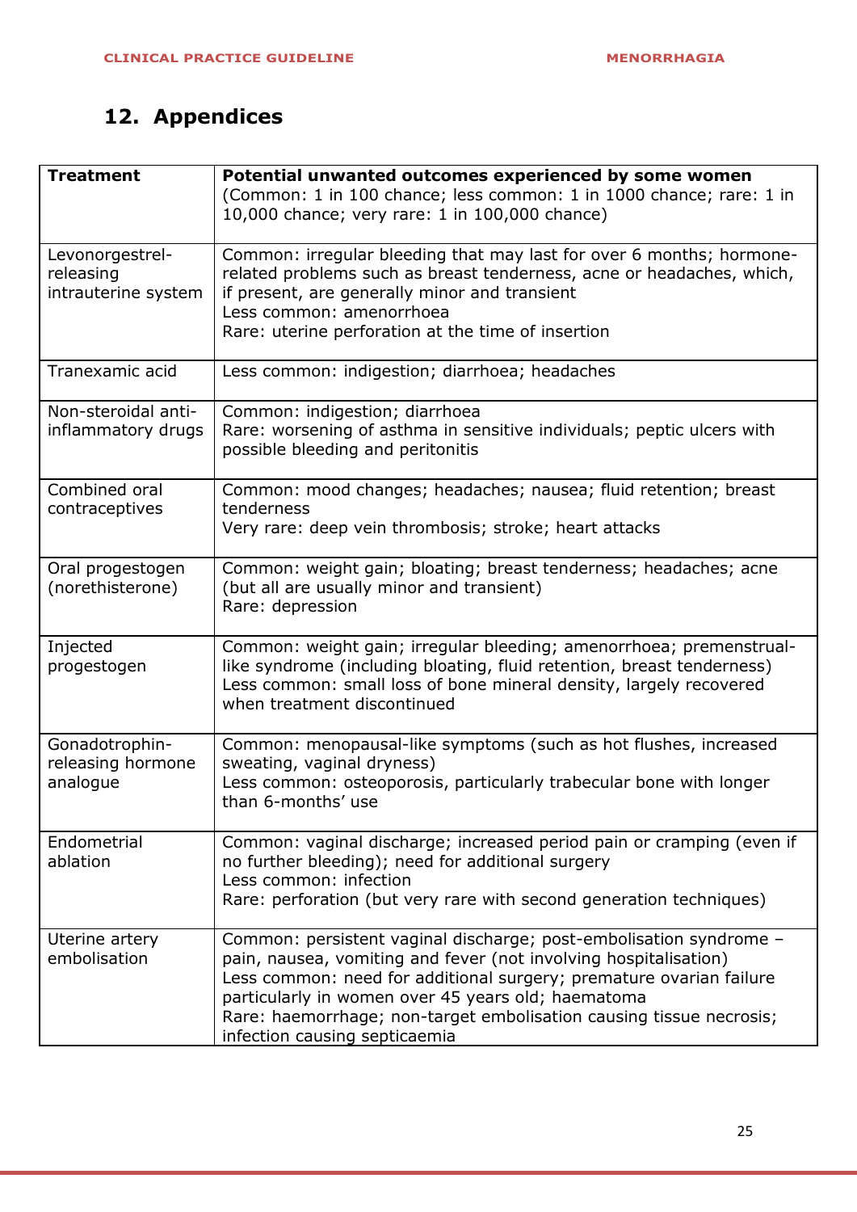## 12. Appendices

| **Treatment** | **Potential unwanted outcomes experienced by some women** (Common: 1 in 100 chance; less common: 1 in 1000 chance; rare: 1 in 10,000 chance; very rare: 1 in 100,000 chance) |
|---|---|
| Levonorgestrel-releasing intrauterine system | Common: irregular bleeding that may last for over 6 months; hormone-related problems such as breast tenderness, acne or headaches, which, if present, are generally minor and transient<br>Less common: amenorrhoea<br>Rare: uterine perforation at the time of insertion |
| Tranexamic acid | Less common: indigestion; diarrhoea; headaches |
| Non-steroidal anti-inflammatory drugs | Common: indigestion; diarrhoea<br>Rare: worsening of asthma in sensitive individuals; peptic ulcers with possible bleeding and peritonitis |
| Combined oral contraceptives | Common: mood changes; headaches; nausea; fluid retention; breast tenderness<br>Very rare: deep vein thrombosis; stroke; heart attacks |
| Oral progestogen (norethisterone) | Common: weight gain; bloating; breast tenderness; headaches; acne (but all are usually minor and transient)<br>Rare: depression |
| Injected progestogen | Common: weight gain; irregular bleeding; amenorrhoea; premenstrual-like syndrome (including bloating, fluid retention, breast tenderness)<br>Less common: small loss of bone mineral density, largely recovered when treatment discontinued |
| Gonadotrophin-releasing hormone analogue | Common: menopausal-like symptoms (such as hot flushes, increased sweating, vaginal dryness)<br>Less common: osteoporosis, particularly trabecular bone with longer than 6-months' use |
| Endometrial ablation | Common: vaginal discharge; increased period pain or cramping (even if no further bleeding); need for additional surgery<br>Less common: infection<br>Rare: perforation (but very rare with second generation techniques) |
| Uterine artery embolisation | Common: persistent vaginal discharge; post-embolisation syndrome – pain, nausea, vomiting and fever (not involving hospitalisation)<br>Less common: need for additional surgery; premature ovarian failure particularly in women over 45 years old; haematoma<br>Rare: haemorrhage; non-target embolisation causing tissue necrosis; infection causing septicaemia |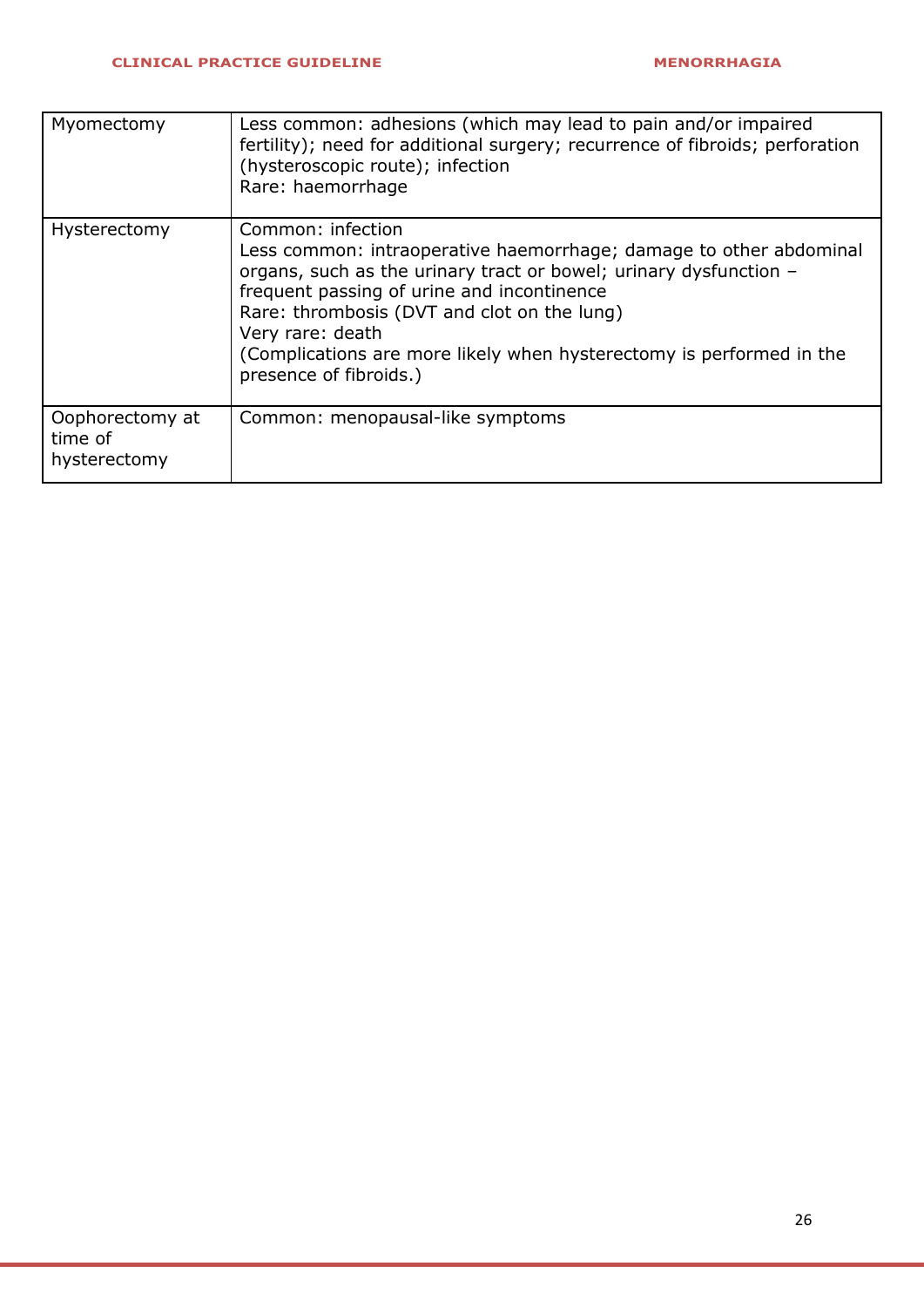| | |
|---|---|
| Myomectomy | Less common: adhesions (which may lead to pain and/or impaired fertility); need for additional surgery; recurrence of fibroids; perforation (hysteroscopic route); infection<br>Rare: haemorrhage |
| Hysterectomy | Common: infection<br>Less common: intraoperative haemorrhage; damage to other abdominal organs, such as the urinary tract or bowel; urinary dysfunction – frequent passing of urine and incontinence<br>Rare: thrombosis (DVT and clot on the lung)<br>Very rare: death<br>(Complications are more likely when hysterectomy is performed in the presence of fibroids.) |
| Oophorectomy at time of hysterectomy | Common: menopausal-like symptoms |